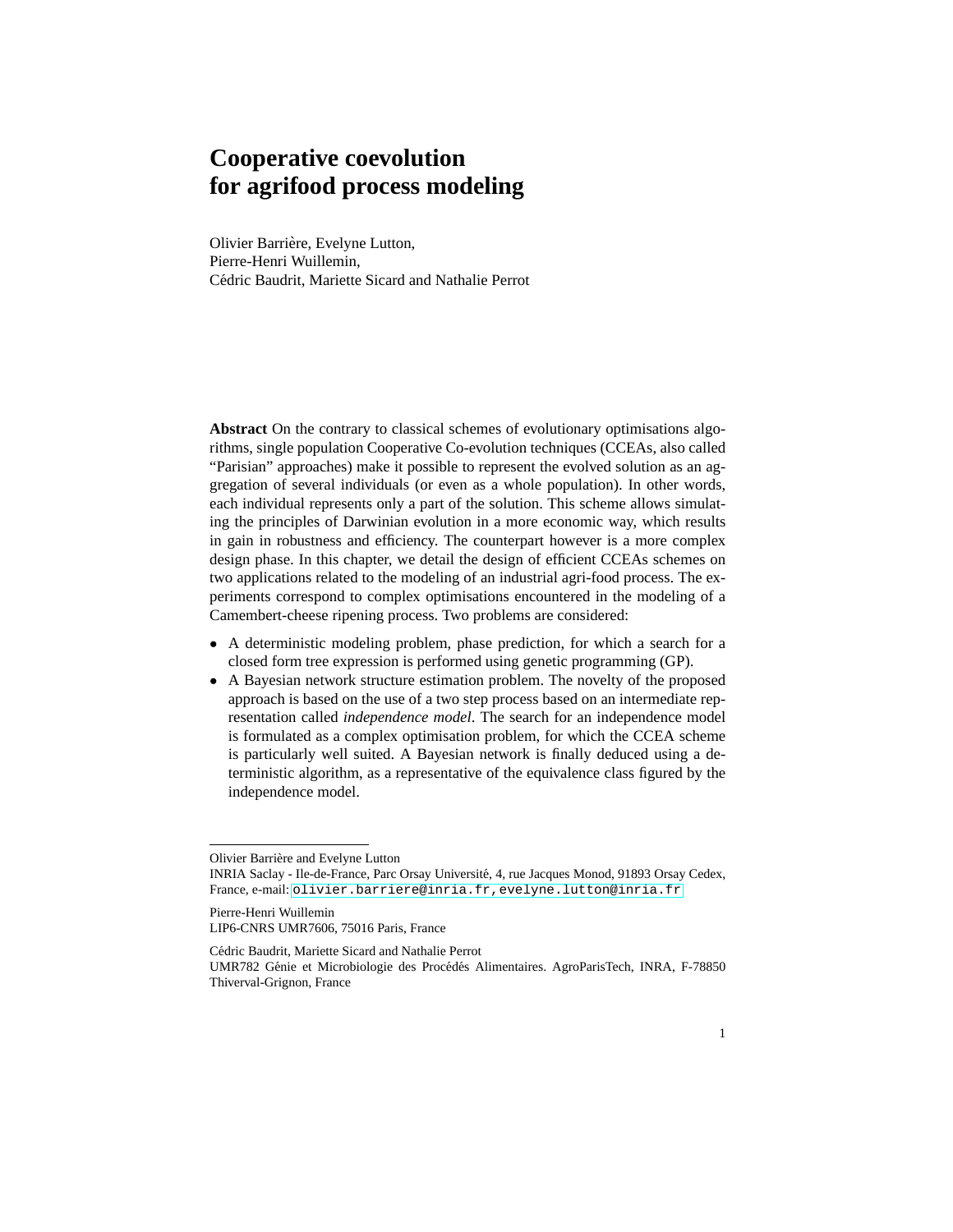# Cooperative coevolution for agrifood process modeling

Olivier Barrière, Evelyne Lutton,
Pierre-Henri Wuillemin,
Cédric Baudrit, Mariette Sicard and Nathalie Perrot

**Abstract** On the contrary to classical schemes of evolutionary optimisations algorithms, single population Cooperative Co-evolution techniques (CCEAs, also called "Parisian" approaches) make it possible to represent the evolved solution as an aggregation of several individuals (or even as a whole population). In other words, each individual represents only a part of the solution. This scheme allows simulating the principles of Darwinian evolution in a more economic way, which results in gain in robustness and efficiency. The counterpart however is a more complex design phase. In this chapter, we detail the design of efficient CCEAs schemes on two applications related to the modeling of an industrial agri-food process. The experiments correspond to complex optimisations encountered in the modeling of a Camembert-cheese ripening process. Two problems are considered:

- A deterministic modeling problem, phase prediction, for which a search for a closed form tree expression is performed using genetic programming (GP).
- A Bayesian network structure estimation problem. The novelty of the proposed approach is based on the use of a two step process based on an intermediate representation called *independence model*. The search for an independence model is formulated as a complex optimisation problem, for which the CCEA scheme is particularly well suited. A Bayesian network is finally deduced using a deterministic algorithm, as a representative of the equivalence class figured by the independence model.

---

Olivier Barrière and Evelyne Lutton
INRIA Saclay - Ile-de-France, Parc Orsay Université, 4, rue Jacques Monod, 91893 Orsay Cedex, France, e-mail: olivier.barriere@inria.fr,evelyne.lutton@inria.fr

Pierre-Henri Wuillemin
LIP6-CNRS UMR7606, 75016 Paris, France

Cédric Baudrit, Mariette Sicard and Nathalie Perrot
UMR782 Génie et Microbiologie des Procédés Alimentaires. AgroParisTech, INRA, F-78850 Thiverval-Grignon, France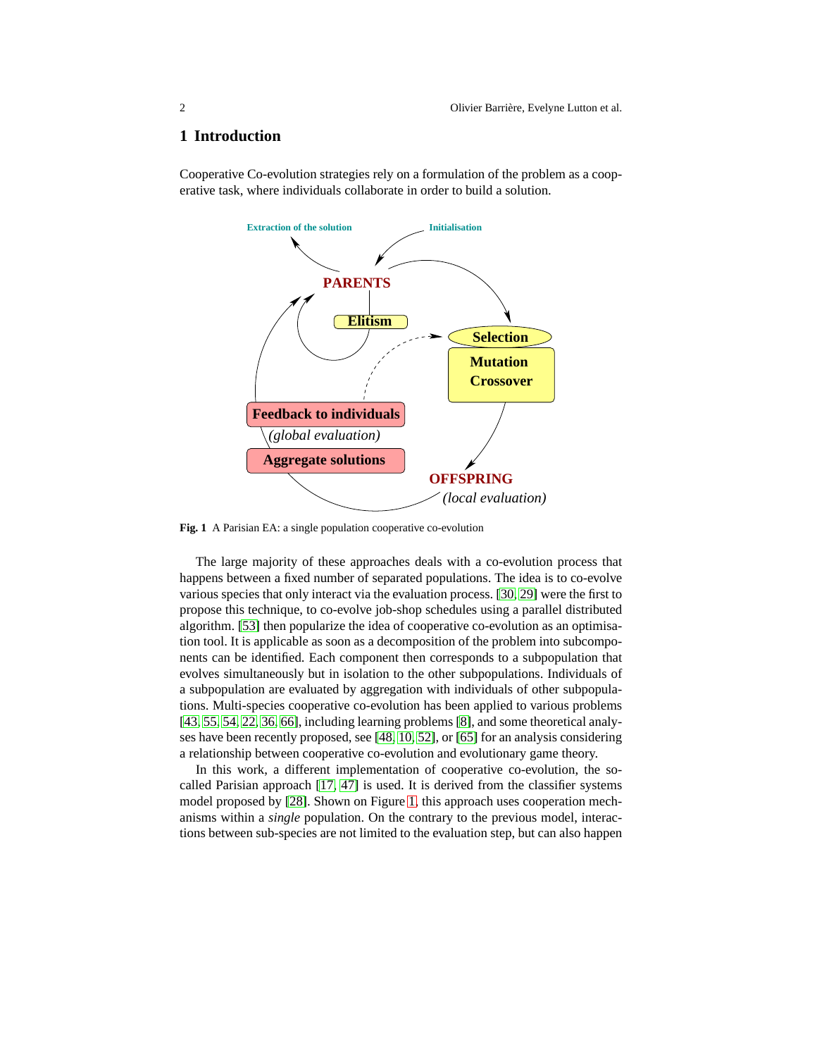## 1 Introduction

Cooperative Co-evolution strategies rely on a formulation of the problem as a cooperative task, where individuals collaborate in order to build a solution.

**Fig. 1** A Parisian EA: a single population cooperative co-evolution

The large majority of these approaches deals with a co-evolution process that happens between a fixed number of separated populations. The idea is to co-evolve various species that only interact via the evaluation process. [30, 29] were the first to propose this technique, to co-evolve job-shop schedules using a parallel distributed algorithm. [53] then popularize the idea of cooperative co-evolution as an optimisation tool. It is applicable as soon as a decomposition of the problem into subcomponents can be identified. Each component then corresponds to a subpopulation that evolves simultaneously but in isolation to the other subpopulations. Individuals of a subpopulation are evaluated by aggregation with individuals of other subpopulations. Multi-species cooperative co-evolution has been applied to various problems [43, 55, 54, 22, 36, 66], including learning problems [8], and some theoretical analyses have been recently proposed, see [48, 10, 52], or [65] for an analysis considering a relationship between cooperative co-evolution and evolutionary game theory.

In this work, a different implementation of cooperative co-evolution, the so-called Parisian approach [17, 47] is used. It is derived from the classifier systems model proposed by [28]. Shown on Figure 1, this approach uses cooperation mechanisms within a *single* population. On the contrary to the previous model, interactions between sub-species are not limited to the evaluation step, but can also happen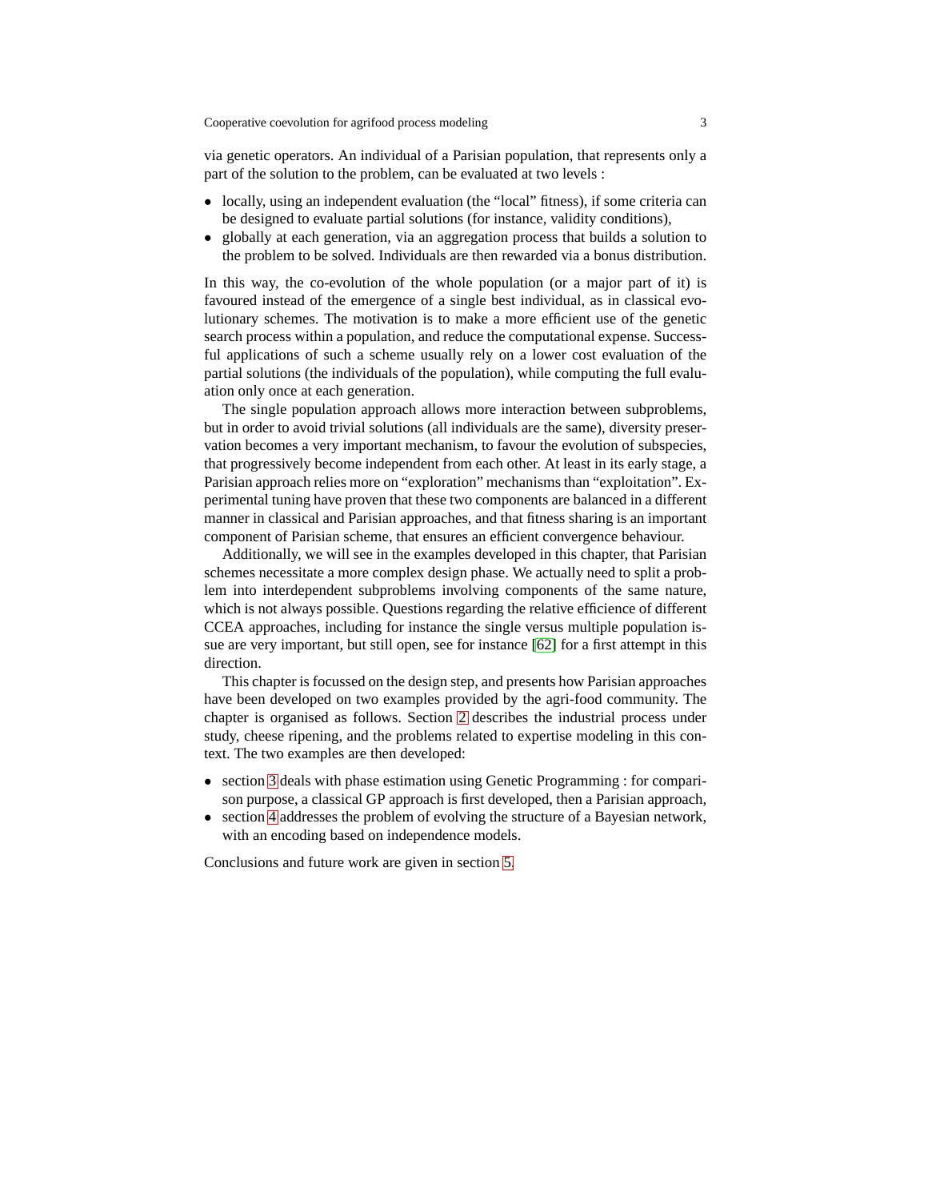via genetic operators. An individual of a Parisian population, that represents only a part of the solution to the problem, can be evaluated at two levels :

- locally, using an independent evaluation (the “local” fitness), if some criteria can be designed to evaluate partial solutions (for instance, validity conditions),
- globally at each generation, via an aggregation process that builds a solution to the problem to be solved. Individuals are then rewarded via a bonus distribution.

In this way, the co-evolution of the whole population (or a major part of it) is favoured instead of the emergence of a single best individual, as in classical evolutionary schemes. The motivation is to make a more efficient use of the genetic search process within a population, and reduce the computational expense. Successful applications of such a scheme usually rely on a lower cost evaluation of the partial solutions (the individuals of the population), while computing the full evaluation only once at each generation.

The single population approach allows more interaction between subproblems, but in order to avoid trivial solutions (all individuals are the same), diversity preservation becomes a very important mechanism, to favour the evolution of subspecies, that progressively become independent from each other. At least in its early stage, a Parisian approach relies more on “exploration” mechanisms than “exploitation”. Experimental tuning have proven that these two components are balanced in a different manner in classical and Parisian approaches, and that fitness sharing is an important component of Parisian scheme, that ensures an efficient convergence behaviour.

Additionally, we will see in the examples developed in this chapter, that Parisian schemes necessitate a more complex design phase. We actually need to split a problem into interdependent subproblems involving components of the same nature, which is not always possible. Questions regarding the relative efficience of different CCEA approaches, including for instance the single versus multiple population issue are very important, but still open, see for instance [62] for a first attempt in this direction.

This chapter is focussed on the design step, and presents how Parisian approaches have been developed on two examples provided by the agri-food community. The chapter is organised as follows. Section 2 describes the industrial process under study, cheese ripening, and the problems related to expertise modeling in this context. The two examples are then developed:

- section 3 deals with phase estimation using Genetic Programming : for comparison purpose, a classical GP approach is first developed, then a Parisian approach,
- section 4 addresses the problem of evolving the structure of a Bayesian network, with an encoding based on independence models.

Conclusions and future work are given in section 5.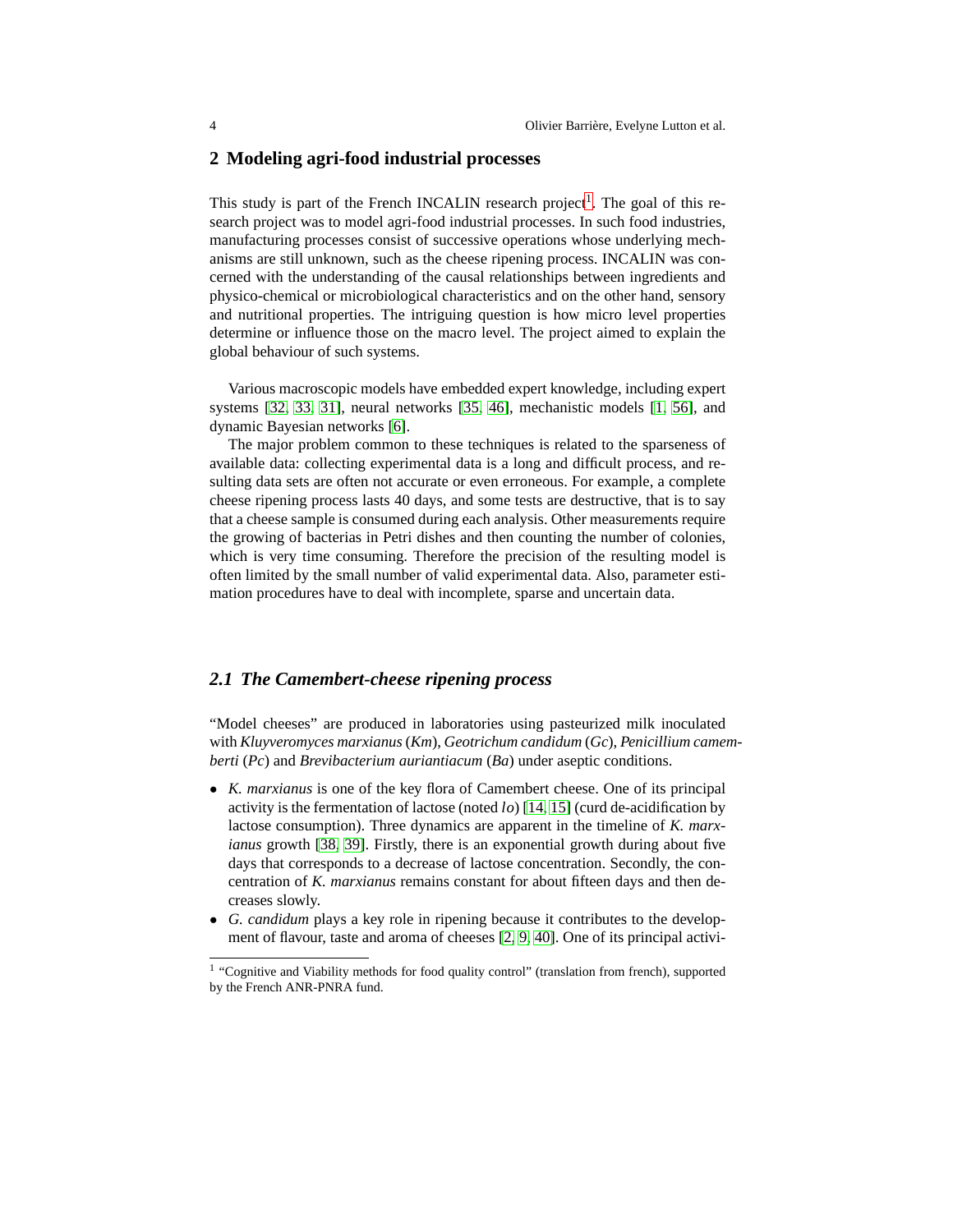## 2 Modeling agri-food industrial processes

This study is part of the French INCALIN research project[1]. The goal of this research project was to model agri-food industrial processes. In such food industries, manufacturing processes consist of successive operations whose underlying mechanisms are still unknown, such as the cheese ripening process. INCALIN was concerned with the understanding of the causal relationships between ingredients and physico-chemical or microbiological characteristics and on the other hand, sensory and nutritional properties. The intriguing question is how micro level properties determine or influence those on the macro level. The project aimed to explain the global behaviour of such systems.

Various macroscopic models have embedded expert knowledge, including expert systems [32, 33, 31], neural networks [35, 46], mechanistic models [1, 56], and dynamic Bayesian networks [6].

The major problem common to these techniques is related to the sparseness of available data: collecting experimental data is a long and difficult process, and resulting data sets are often not accurate or even erroneous. For example, a complete cheese ripening process lasts 40 days, and some tests are destructive, that is to say that a cheese sample is consumed during each analysis. Other measurements require the growing of bacterias in Petri dishes and then counting the number of colonies, which is very time consuming. Therefore the precision of the resulting model is often limited by the small number of valid experimental data. Also, parameter estimation procedures have to deal with incomplete, sparse and uncertain data.

### 2.1 The Camembert-cheese ripening process

"Model cheeses" are produced in laboratories using pasteurized milk inoculated with *Kluyveromyces marxianus* (*Km*), *Geotrichum candidum* (*Gc*), *Penicillium camemberti* (*Pc*) and *Brevibacterium auriantiacum* (*Ba*) under aseptic conditions.

- *K. marxianus* is one of the key flora of Camembert cheese. One of its principal activity is the fermentation of lactose (noted *lo*) [14, 15] (curd de-acidification by lactose consumption). Three dynamics are apparent in the timeline of *K. marxianus* growth [38, 39]. Firstly, there is an exponential growth during about five days that corresponds to a decrease of lactose concentration. Secondly, the concentration of *K. marxianus* remains constant for about fifteen days and then decreases slowly.
- *G. candidum* plays a key role in ripening because it contributes to the development of flavour, taste and aroma of cheeses [2, 9, 40]. One of its principal activi-

[1] "Cognitive and Viability methods for food quality control" (translation from french), supported by the French ANR-PNRA fund.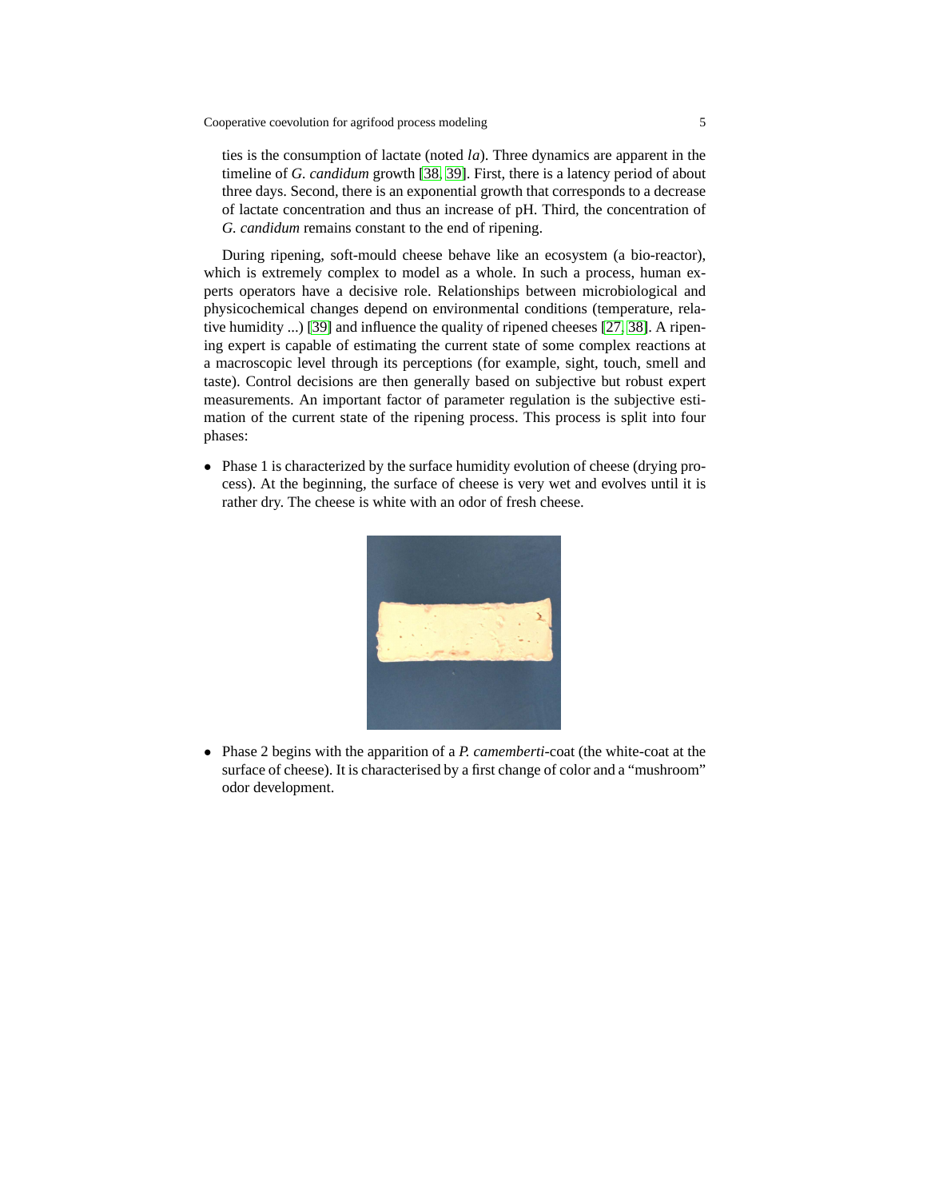ties is the consumption of lactate (noted *la*). Three dynamics are apparent in the timeline of *G. candidum* growth [38, 39]. First, there is a latency period of about three days. Second, there is an exponential growth that corresponds to a decrease of lactate concentration and thus an increase of pH. Third, the concentration of *G. candidum* remains constant to the end of ripening.

During ripening, soft-mould cheese behave like an ecosystem (a bio-reactor), which is extremely complex to model as a whole. In such a process, human experts operators have a decisive role. Relationships between microbiological and physicochemical changes depend on environmental conditions (temperature, relative humidity ...) [39] and influence the quality of ripened cheeses [27, 38]. A ripening expert is capable of estimating the current state of some complex reactions at a macroscopic level through its perceptions (for example, sight, touch, smell and taste). Control decisions are then generally based on subjective but robust expert measurements. An important factor of parameter regulation is the subjective estimation of the current state of the ripening process. This process is split into four phases:

- Phase 1 is characterized by the surface humidity evolution of cheese (drying process). At the beginning, the surface of cheese is very wet and evolves until it is rather dry. The cheese is white with an odor of fresh cheese.

- Phase 2 begins with the apparition of a *P. camemberti*-coat (the white-coat at the surface of cheese). It is characterised by a first change of color and a "mushroom" odor development.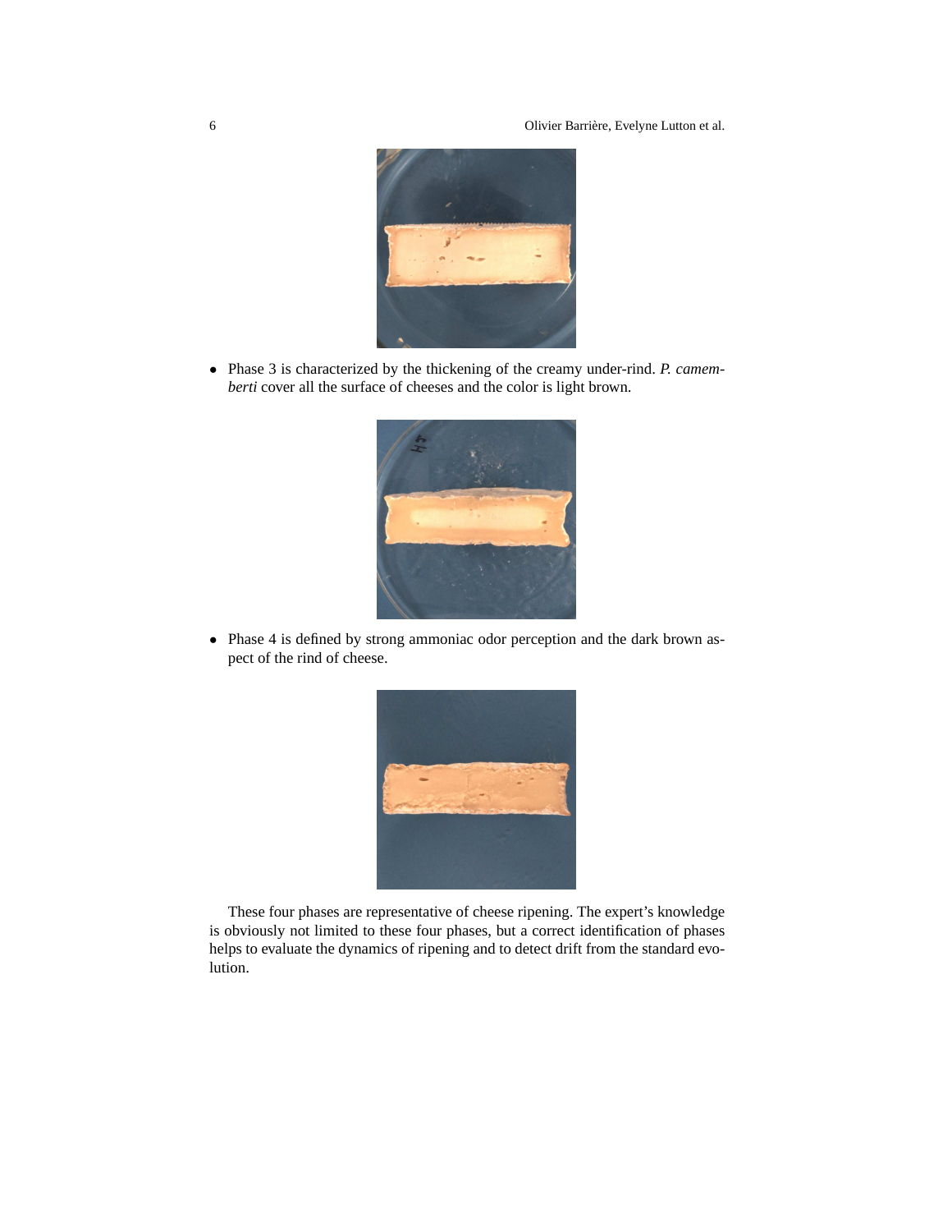- Phase 3 is characterized by the thickening of the creamy under-rind. *P. camemberti* cover all the surface of cheeses and the color is light brown.

- Phase 4 is defined by strong ammoniac odor perception and the dark brown aspect of the rind of cheese.

These four phases are representative of cheese ripening. The expert's knowledge is obviously not limited to these four phases, but a correct identification of phases helps to evaluate the dynamics of ripening and to detect drift from the standard evolution.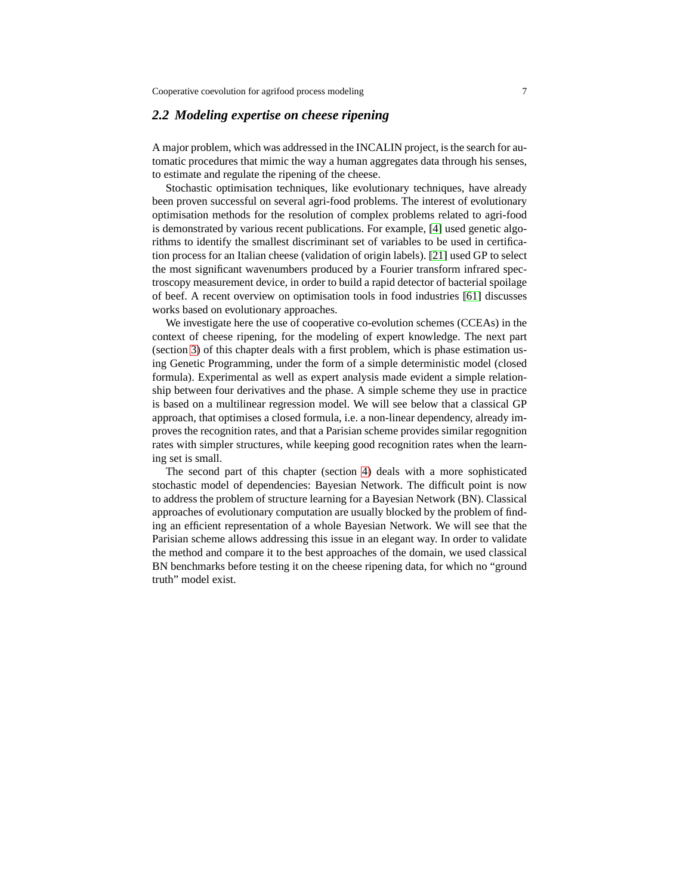## 2.2 Modeling expertise on cheese ripening

A major problem, which was addressed in the INCALIN project, is the search for automatic procedures that mimic the way a human aggregates data through his senses, to estimate and regulate the ripening of the cheese.

Stochastic optimisation techniques, like evolutionary techniques, have already been proven successful on several agri-food problems. The interest of evolutionary optimisation methods for the resolution of complex problems related to agri-food is demonstrated by various recent publications. For example, [4] used genetic algorithms to identify the smallest discriminant set of variables to be used in certification process for an Italian cheese (validation of origin labels). [21] used GP to select the most significant wavenumbers produced by a Fourier transform infrared spectroscopy measurement device, in order to build a rapid detector of bacterial spoilage of beef. A recent overview on optimisation tools in food industries [61] discusses works based on evolutionary approaches.

We investigate here the use of cooperative co-evolution schemes (CCEAs) in the context of cheese ripening, for the modeling of expert knowledge. The next part (section 3) of this chapter deals with a first problem, which is phase estimation using Genetic Programming, under the form of a simple deterministic model (closed formula). Experimental as well as expert analysis made evident a simple relationship between four derivatives and the phase. A simple scheme they use in practice is based on a multilinear regression model. We will see below that a classical GP approach, that optimises a closed formula, i.e. a non-linear dependency, already improves the recognition rates, and that a Parisian scheme provides similar regognition rates with simpler structures, while keeping good recognition rates when the learning set is small.

The second part of this chapter (section 4) deals with a more sophisticated stochastic model of dependencies: Bayesian Network. The difficult point is now to address the problem of structure learning for a Bayesian Network (BN). Classical approaches of evolutionary computation are usually blocked by the problem of finding an efficient representation of a whole Bayesian Network. We will see that the Parisian scheme allows addressing this issue in an elegant way. In order to validate the method and compare it to the best approaches of the domain, we used classical BN benchmarks before testing it on the cheese ripening data, for which no "ground truth" model exist.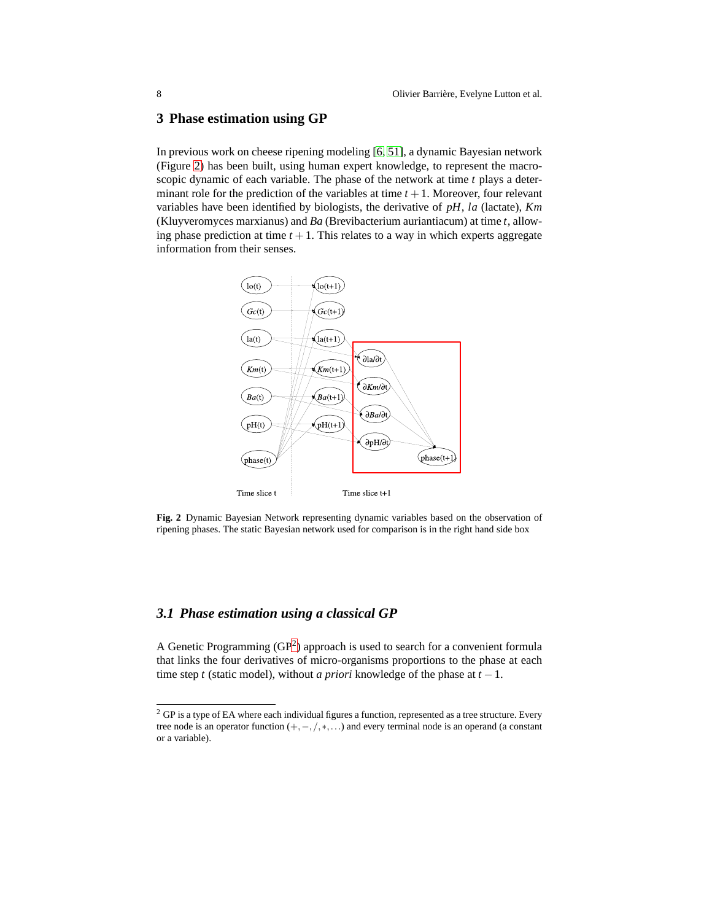## 3 Phase estimation using GP

In previous work on cheese ripening modeling [6, 51], a dynamic Bayesian network (Figure 2) has been built, using human expert knowledge, to represent the macroscopic dynamic of each variable. The phase of the network at time $t$ plays a determinant role for the prediction of the variables at time $t+1$. Moreover, four relevant variables have been identified by biologists, the derivative of $pH$, $la$ (lactate), $Km$ (Kluyveromyces marxianus) and $Ba$ (Brevibacterium auriantiacum) at time $t$, allowing phase prediction at time $t+1$. This relates to a way in which experts aggregate information from their senses.

**Fig. 2** Dynamic Bayesian Network representing dynamic variables based on the observation of ripening phases. The static Bayesian network used for comparison is in the right hand side box

### 3.1 Phase estimation using a classical GP

A Genetic Programming (GP[2]) approach is used to search for a convenient formula that links the four derivatives of micro-organisms proportions to the phase at each time step $t$ (static model), without *a priori* knowledge of the phase at $t-1$.

[2] GP is a type of EA where each individual figures a function, represented as a tree structure. Every tree node is an operator function $(+,-,/,*,\ldots)$ and every terminal node is an operand (a constant or a variable).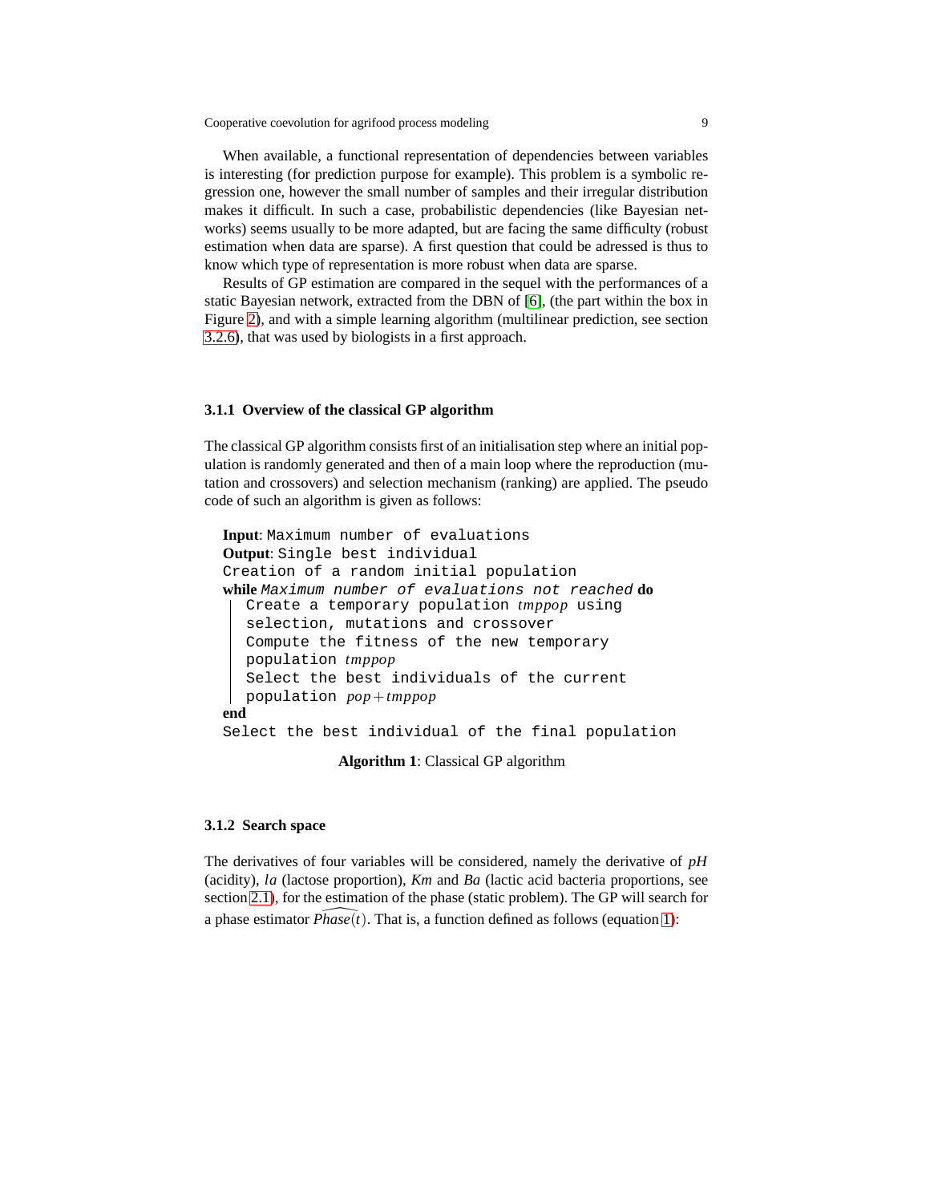When available, a functional representation of dependencies between variables is interesting (for prediction purpose for example). This problem is a symbolic regression one, however the small number of samples and their irregular distribution makes it difficult. In such a case, probabilistic dependencies (like Bayesian networks) seems usually to be more adapted, but are facing the same difficulty (robust estimation when data are sparse). A first question that could be adressed is thus to know which type of representation is more robust when data are sparse.

Results of GP estimation are compared in the sequel with the performances of a static Bayesian network, extracted from the DBN of [6], (the part within the box in Figure 2), and with a simple learning algorithm (multilinear prediction, see section 3.2.6), that was used by biologists in a first approach.

### 3.1.1 Overview of the classical GP algorithm

The classical GP algorithm consists first of an initialisation step where an initial population is randomly generated and then of a main loop where the reproduction (mutation and crossovers) and selection mechanism (ranking) are applied. The pseudo code of such an algorithm is given as follows:

```
Input: Maximum number of evaluations
Output: Single best individual
Creation of a random initial population
while Maximum number of evaluations not reached do
    Create a temporary population tmppop using
    selection, mutations and crossover
    Compute the fitness of the new temporary
    population tmppop
    Select the best individuals of the current
    population pop+tmppop
end
Select the best individual of the final population
```

**Algorithm 1**: Classical GP algorithm

### 3.1.2 Search space

The derivatives of four variables will be considered, namely the derivative of *pH* (acidity), *la* (lactose proportion), *Km* and *Ba* (lactic acid bacteria proportions, see section 2.1), for the estimation of the phase (static problem). The GP will search for a phase estimator $\widehat{Phase(t)}$. That is, a function defined as follows (equation 1):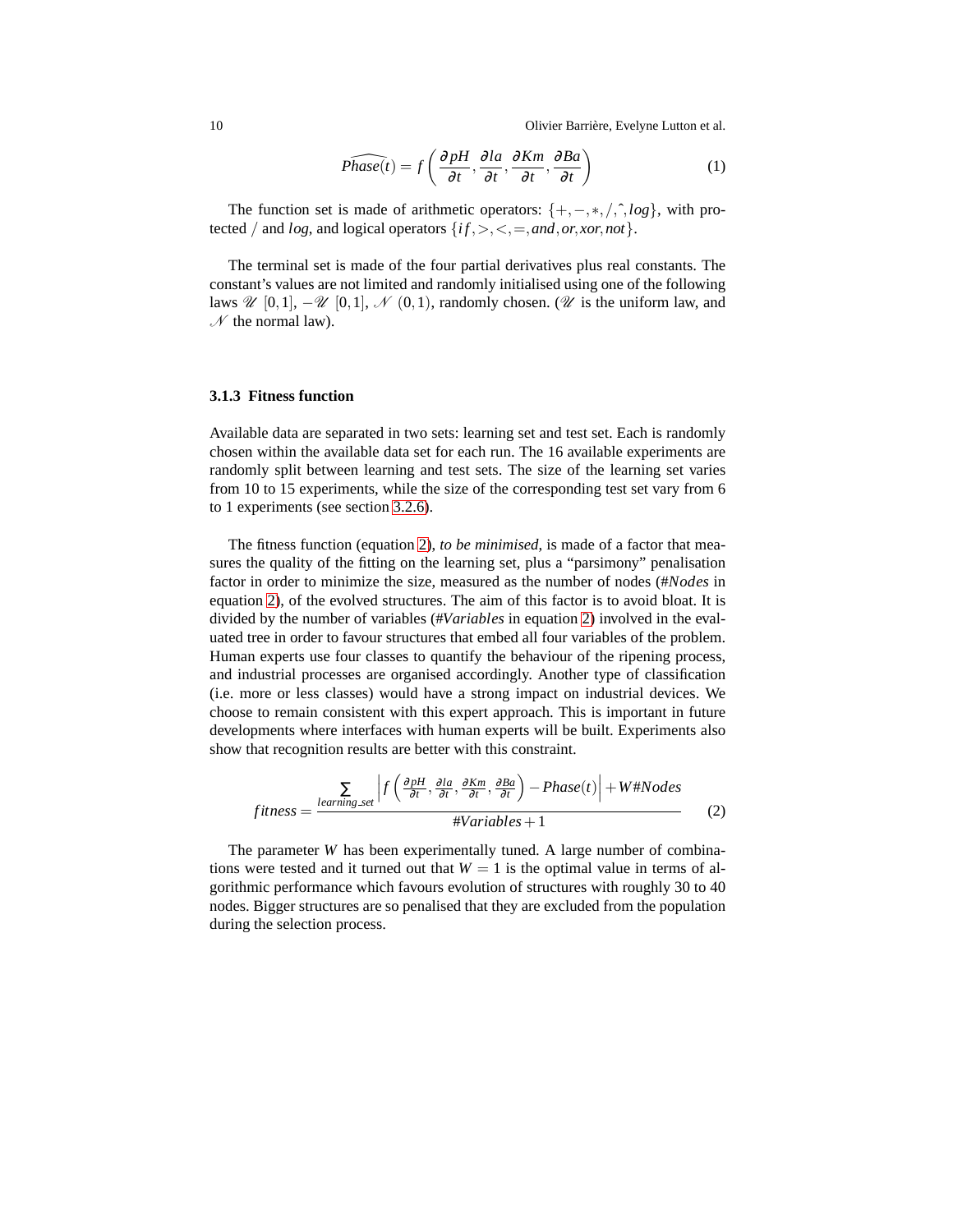$$\widehat{Phase(t)} = f\left(\frac{\partial pH}{\partial t}, \frac{\partial la}{\partial t}, \frac{\partial Km}{\partial t}, \frac{\partial Ba}{\partial t}\right) \tag{1}$$

The function set is made of arithmetic operators: $\{+, -, *, /, \hat{}, log\}$, with protected $/$ and $log$, and logical operators $\{if, >, <, =, and, or, xor, not\}$.

The terminal set is made of the four partial derivatives plus real constants. The constant's values are not limited and randomly initialised using one of the following laws $\mathscr{U}$ $[0,1]$, $-\mathscr{U}$ $[0,1]$, $\mathscr{N}$ $(0,1)$, randomly chosen. ($\mathscr{U}$ is the uniform law, and $\mathscr{N}$ the normal law).

### 3.1.3 Fitness function

Available data are separated in two sets: learning set and test set. Each is randomly chosen within the available data set for each run. The 16 available experiments are randomly split between learning and test sets. The size of the learning set varies from 10 to 15 experiments, while the size of the corresponding test set vary from 6 to 1 experiments (see section 3.2.6).

The fitness function (equation 2), *to be minimised*, is made of a factor that measures the quality of the fitting on the learning set, plus a "parsimony" penalisation factor in order to minimize the size, measured as the number of nodes (*#Nodes* in equation 2), of the evolved structures. The aim of this factor is to avoid bloat. It is divided by the number of variables (*#Variables* in equation 2) involved in the evaluated tree in order to favour structures that embed all four variables of the problem. Human experts use four classes to quantify the behaviour of the ripening process, and industrial processes are organised accordingly. Another type of classification (i.e. more or less classes) would have a strong impact on industrial devices. We choose to remain consistent with this expert approach. This is important in future developments where interfaces with human experts will be built. Experiments also show that recognition results are better with this constraint.

$$fitness = \frac{\sum_{learning\_set} \left| f\left(\frac{\partial pH}{\partial t}, \frac{\partial la}{\partial t}, \frac{\partial Km}{\partial t}, \frac{\partial Ba}{\partial t}\right) - Phase(t)\right| + W\#Nodes}{\#Variables + 1} \tag{2}$$

The parameter $W$ has been experimentally tuned. A large number of combinations were tested and it turned out that $W = 1$ is the optimal value in terms of algorithmic performance which favours evolution of structures with roughly 30 to 40 nodes. Bigger structures are so penalised that they are excluded from the population during the selection process.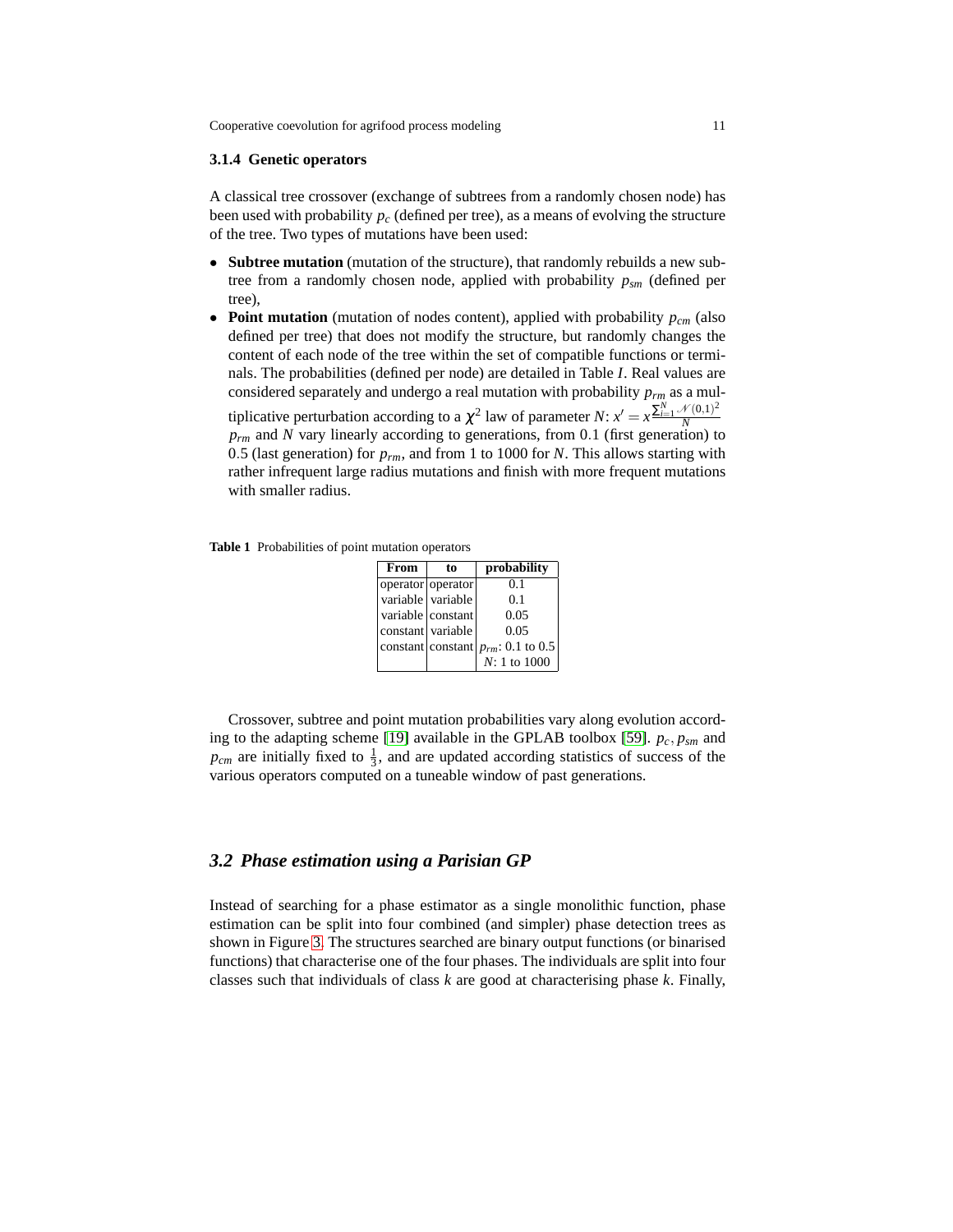### 3.1.4 Genetic operators

A classical tree crossover (exchange of subtrees from a randomly chosen node) has been used with probability $p_c$ (defined per tree), as a means of evolving the structure of the tree. Two types of mutations have been used:

- **Subtree mutation** (mutation of the structure), that randomly rebuilds a new subtree from a randomly chosen node, applied with probability $p_{sm}$ (defined per tree),
- **Point mutation** (mutation of nodes content), applied with probability $p_{cm}$ (also defined per tree) that does not modify the structure, but randomly changes the content of each node of the tree within the set of compatible functions or terminals. The probabilities (defined per node) are detailed in Table *I*. Real values are considered separately and undergo a real mutation with probability $p_{rm}$ as a multiplicative perturbation according to a $\chi^2$ law of parameter $N$: $x' = x \frac{\sum_{i=1}^{N} \mathcal{N}(0,1)^2}{N}$ $p_{rm}$ and $N$ vary linearly according to generations, from 0.1 (first generation) to 0.5 (last generation) for $p_{rm}$, and from 1 to 1000 for $N$. This allows starting with rather infrequent large radius mutations and finish with more frequent mutations with smaller radius.

**Table 1** Probabilities of point mutation operators

| From | to | probability |
|---|---|---|
| operator | operator | 0.1 |
| variable | variable | 0.1 |
| variable | constant | 0.05 |
| constant | variable | 0.05 |
| constant | constant | $p_{rm}$: 0.1 to 0.5 |
| | | $N$: 1 to 1000 |

Crossover, subtree and point mutation probabilities vary along evolution according to the adapting scheme [19] available in the GPLAB toolbox [59]. $p_c, p_{sm}$ and $p_{cm}$ are initially fixed to $\frac{1}{3}$, and are updated according statistics of success of the various operators computed on a tuneable window of past generations.

## 3.2 Phase estimation using a Parisian GP

Instead of searching for a phase estimator as a single monolithic function, phase estimation can be split into four combined (and simpler) phase detection trees as shown in Figure 3. The structures searched are binary output functions (or binarised functions) that characterise one of the four phases. The individuals are split into four classes such that individuals of class $k$ are good at characterising phase $k$. Finally,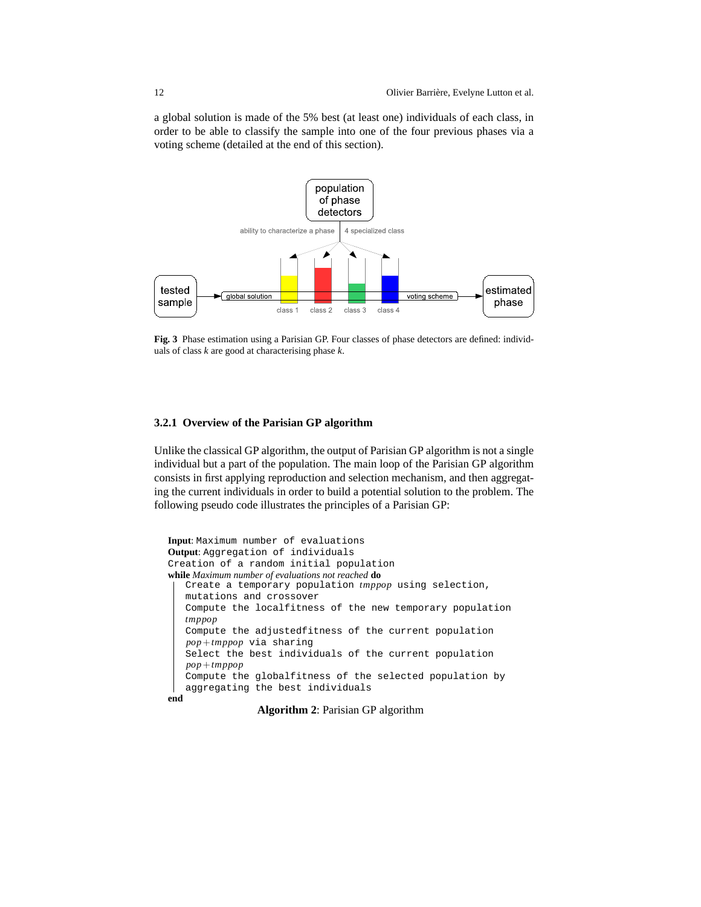a global solution is made of the 5% best (at least one) individuals of each class, in order to be able to classify the sample into one of the four previous phases via a voting scheme (detailed at the end of this section).

**Fig. 3** Phase estimation using a Parisian GP. Four classes of phase detectors are defined: individuals of class $k$ are good at characterising phase $k$.

### 3.2.1 Overview of the Parisian GP algorithm

Unlike the classical GP algorithm, the output of Parisian GP algorithm is not a single individual but a part of the population. The main loop of the Parisian GP algorithm consists in first applying reproduction and selection mechanism, and then aggregating the current individuals in order to build a potential solution to the problem. The following pseudo code illustrates the principles of a Parisian GP:

```
Input: Maximum number of evaluations
Output: Aggregation of individuals
Creation of a random initial population
while Maximum number of evaluations not reached do
    Create a temporary population tmppop using selection,
    mutations and crossover
    Compute the localfitness of the new temporary population
    tmppop
    Compute the adjustedfitness of the current population
    pop+tmppop via sharing
    Select the best individuals of the current population
    pop+tmppop
    Compute the globalfitness of the selected population by
    aggregating the best individuals
end
```

**Algorithm 2**: Parisian GP algorithm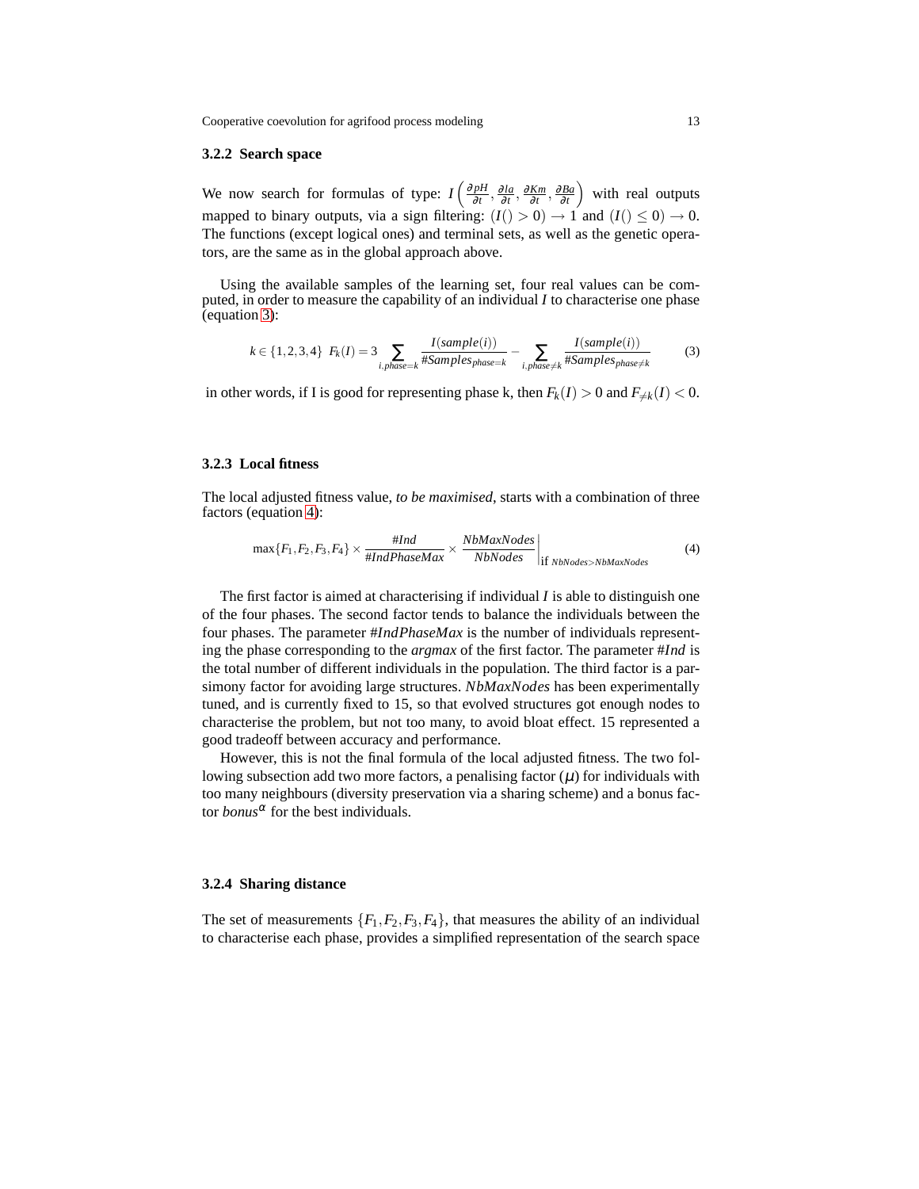#### 3.2.2 Search space

We now search for formulas of type: $I\left(\frac{\partial pH}{\partial t}, \frac{\partial la}{\partial t}, \frac{\partial Km}{\partial t}, \frac{\partial Ba}{\partial t}\right)$ with real outputs mapped to binary outputs, via a sign filtering: $(I() > 0) \rightarrow 1$ and $(I() \leq 0) \rightarrow 0$. The functions (except logical ones) and terminal sets, as well as the genetic operators, are the same as in the global approach above.

Using the available samples of the learning set, four real values can be computed, in order to measure the capability of an individual $I$ to characterise one phase (equation 3):

$$k \in \{1,2,3,4\} \;\; F_k(I) = 3 \sum_{i,phase=k} \frac{I(sample(i))}{\#Samples_{phase=k}} - \sum_{i,phase \neq k} \frac{I(sample(i))}{\#Samples_{phase \neq k}} \tag{3}$$

in other words, if I is good for representing phase k, then $F_k(I) > 0$ and $F_{\neq k}(I) < 0$.

#### 3.2.3 Local fitness

The local adjusted fitness value, *to be maximised*, starts with a combination of three factors (equation 4):

$$\max\{F_1, F_2, F_3, F_4\} \times \frac{\#Ind}{\#IndPhaseMax} \times \frac{NbMaxNodes}{NbNodes}\bigg|_{\text{if } NbNodes > NbMaxNodes} \tag{4}$$

The first factor is aimed at characterising if individual $I$ is able to distinguish one of the four phases. The second factor tends to balance the individuals between the four phases. The parameter $\#IndPhaseMax$ is the number of individuals representing the phase corresponding to the *argmax* of the first factor. The parameter $\#Ind$ is the total number of different individuals in the population. The third factor is a parsimony factor for avoiding large structures. $NbMaxNodes$ has been experimentally tuned, and is currently fixed to 15, so that evolved structures got enough nodes to characterise the problem, but not too many, to avoid bloat effect. 15 represented a good tradeoff between accuracy and performance.

However, this is not the final formula of the local adjusted fitness. The two following subsection add two more factors, a penalising factor ($\mu$) for individuals with too many neighbours (diversity preservation via a sharing scheme) and a bonus factor $bonus^{\alpha}$ for the best individuals.

#### 3.2.4 Sharing distance

The set of measurements $\{F_1, F_2, F_3, F_4\}$, that measures the ability of an individual to characterise each phase, provides a simplified representation of the search space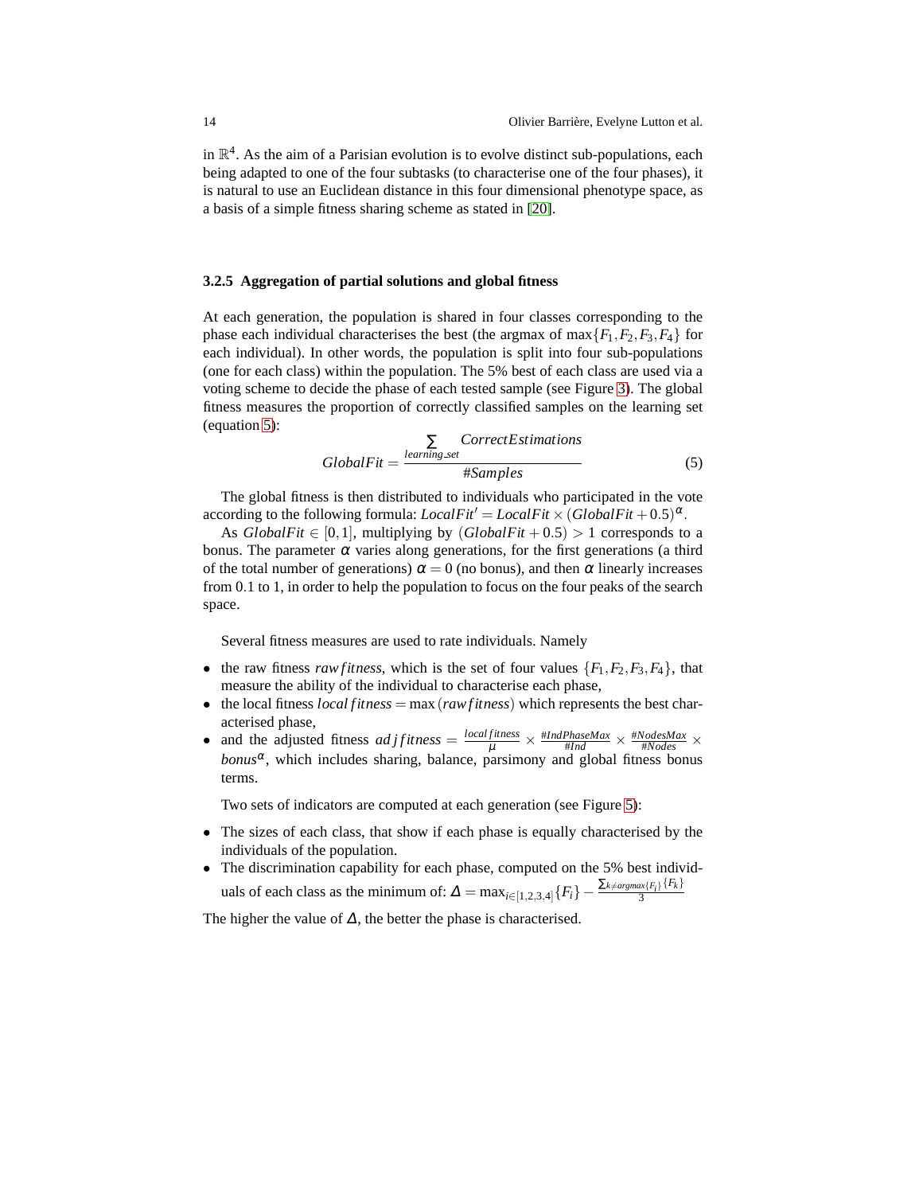in $\mathbb{R}^4$. As the aim of a Parisian evolution is to evolve distinct sub-populations, each being adapted to one of the four subtasks (to characterise one of the four phases), it is natural to use an Euclidean distance in this four dimensional phenotype space, as a basis of a simple fitness sharing scheme as stated in [20].

#### 3.2.5 Aggregation of partial solutions and global fitness

At each generation, the population is shared in four classes corresponding to the phase each individual characterises the best (the argmax of $\max\{F_1, F_2, F_3, F_4\}$ for each individual). In other words, the population is split into four sub-populations (one for each class) within the population. The 5% best of each class are used via a voting scheme to decide the phase of each tested sample (see Figure 3). The global fitness measures the proportion of correctly classified samples on the learning set (equation 5):

$$GlobalFit = \frac{\sum_{learning\_set} CorrectEstimations}{\#Samples} \tag{5}$$

The global fitness is then distributed to individuals who participated in the vote according to the following formula: $LocalFit' = LocalFit \times (GlobalFit + 0.5)^{\alpha}$.

As $GlobalFit \in [0,1]$, multiplying by $(GlobalFit + 0.5) > 1$ corresponds to a bonus. The parameter $\alpha$ varies along generations, for the first generations (a third of the total number of generations) $\alpha = 0$ (no bonus), and then $\alpha$ linearly increases from 0.1 to 1, in order to help the population to focus on the four peaks of the search space.

Several fitness measures are used to rate individuals. Namely

- the raw fitness $rawfitness$, which is the set of four values $\{F_1, F_2, F_3, F_4\}$, that measure the ability of the individual to characterise each phase,
- the local fitness $localfitness = \max(rawfitness)$ which represents the best characterised phase,
- and the adjusted fitness $adjfitness = \frac{localfitness}{\mu} \times \frac{\#IndPhaseMax}{\#Ind} \times \frac{\#NodesMax}{\#Nodes} \times bonus^{\alpha}$, which includes sharing, balance, parsimony and global fitness bonus terms.

Two sets of indicators are computed at each generation (see Figure 5):

- The sizes of each class, that show if each phase is equally characterised by the individuals of the population.
- The discrimination capability for each phase, computed on the 5% best individuals of each class as the minimum of: $\Delta = \max_{i \in [1,2,3,4]}\{F_i\} - \frac{\sum_{k \neq argmax\{F_i\}}\{F_k\}}{3}$

The higher the value of $\Delta$, the better the phase is characterised.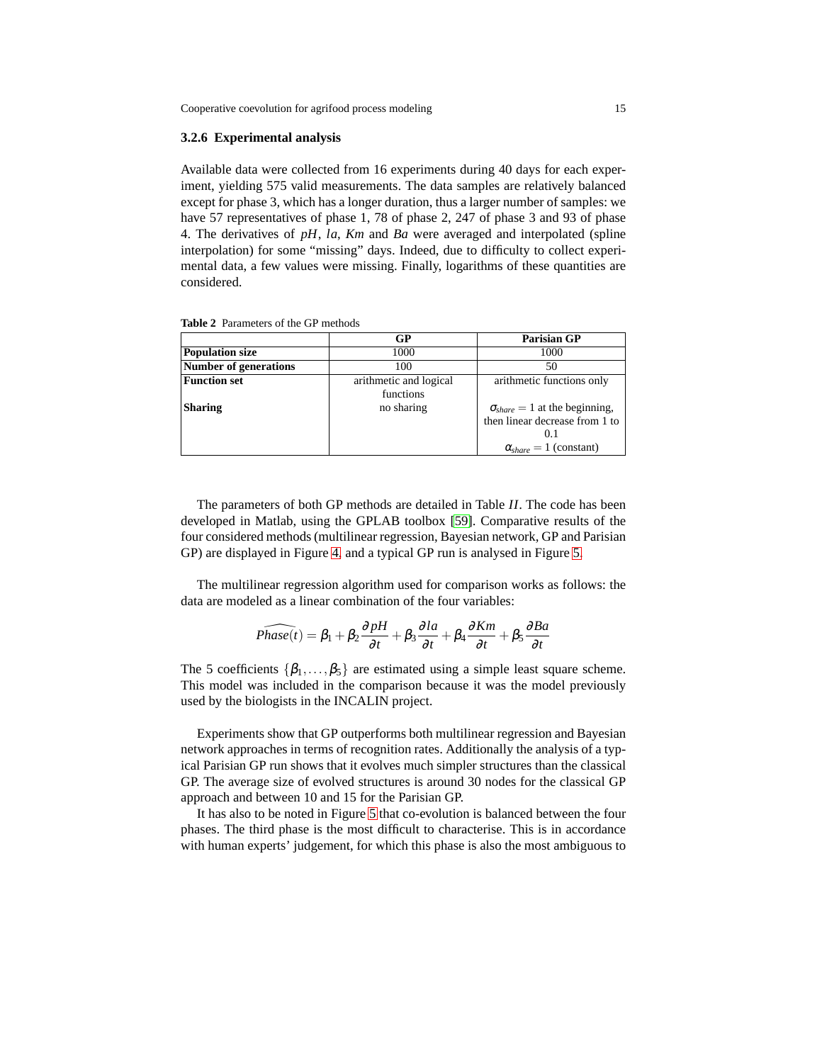### 3.2.6 Experimental analysis

Available data were collected from 16 experiments during 40 days for each experiment, yielding 575 valid measurements. The data samples are relatively balanced except for phase 3, which has a longer duration, thus a larger number of samples: we have 57 representatives of phase 1, 78 of phase 2, 247 of phase 3 and 93 of phase 4. The derivatives of *pH*, *la*, *Km* and *Ba* were averaged and interpolated (spline interpolation) for some "missing" days. Indeed, due to difficulty to collect experimental data, a few values were missing. Finally, logarithms of these quantities are considered.

**Table 2** Parameters of the GP methods

| | GP | Parisian GP |
|---|---|---|
| **Population size** | 1000 | 1000 |
| **Number of generations** | 100 | 50 |
| **Function set** | arithmetic and logical functions | arithmetic functions only |
| **Sharing** | no sharing | $\sigma_{share} = 1$ at the beginning, then linear decrease from 1 to 0.1<br>$\alpha_{share} = 1$ (constant) |

The parameters of both GP methods are detailed in Table *II*. The code has been developed in Matlab, using the GPLAB toolbox [59]. Comparative results of the four considered methods (multilinear regression, Bayesian network, GP and Parisian GP) are displayed in Figure 4, and a typical GP run is analysed in Figure 5.

The multilinear regression algorithm used for comparison works as follows: the data are modeled as a linear combination of the four variables:

$$\widehat{Phase(t)} = \beta_1 + \beta_2 \frac{\partial pH}{\partial t} + \beta_3 \frac{\partial la}{\partial t} + \beta_4 \frac{\partial Km}{\partial t} + \beta_5 \frac{\partial Ba}{\partial t}$$

The 5 coefficients $\{\beta_1, \ldots, \beta_5\}$ are estimated using a simple least square scheme. This model was included in the comparison because it was the model previously used by the biologists in the INCALIN project.

Experiments show that GP outperforms both multilinear regression and Bayesian network approaches in terms of recognition rates. Additionally the analysis of a typical Parisian GP run shows that it evolves much simpler structures than the classical GP. The average size of evolved structures is around 30 nodes for the classical GP approach and between 10 and 15 for the Parisian GP.

It has also to be noted in Figure 5 that co-evolution is balanced between the four phases. The third phase is the most difficult to characterise. This is in accordance with human experts' judgement, for which this phase is also the most ambiguous to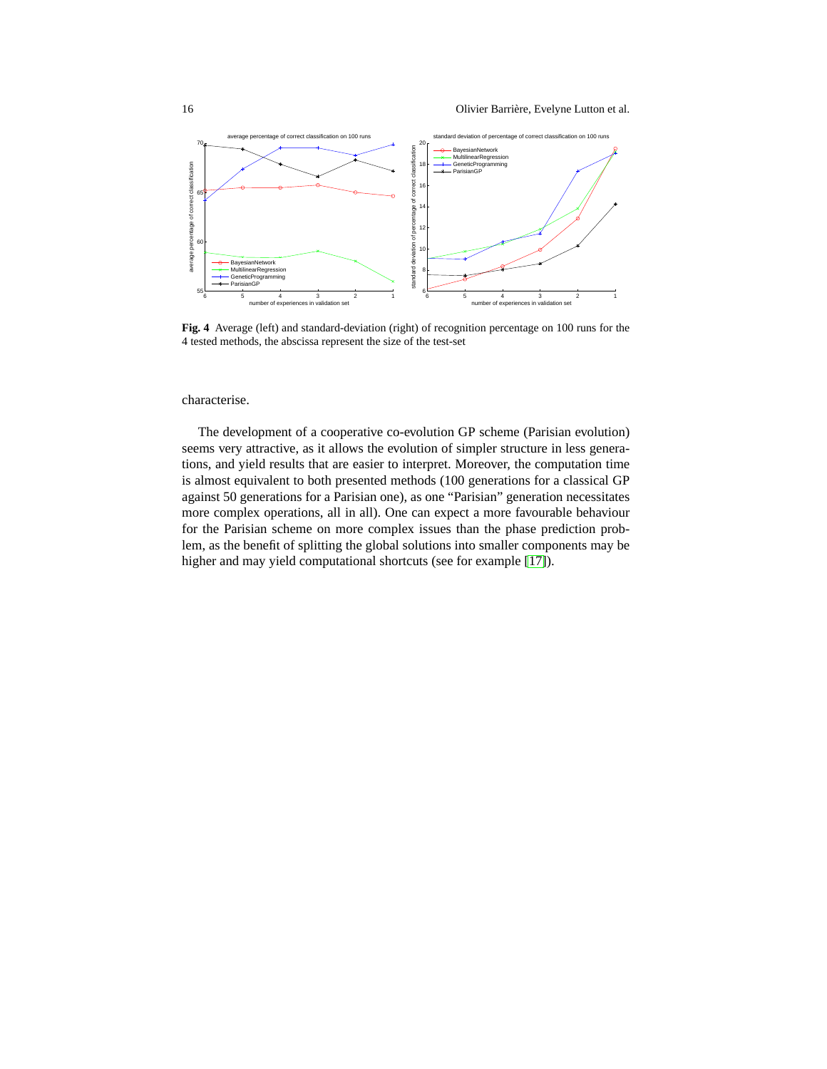**Fig. 4** Average (left) and standard-deviation (right) of recognition percentage on 100 runs for the 4 tested methods, the abscissa represent the size of the test-set

characterise.

The development of a cooperative co-evolution GP scheme (Parisian evolution) seems very attractive, as it allows the evolution of simpler structure in less generations, and yield results that are easier to interpret. Moreover, the computation time is almost equivalent to both presented methods (100 generations for a classical GP against 50 generations for a Parisian one), as one "Parisian" generation necessitates more complex operations, all in all). One can expect a more favourable behaviour for the Parisian scheme on more complex issues than the phase prediction problem, as the benefit of splitting the global solutions into smaller components may be higher and may yield computational shortcuts (see for example [17]).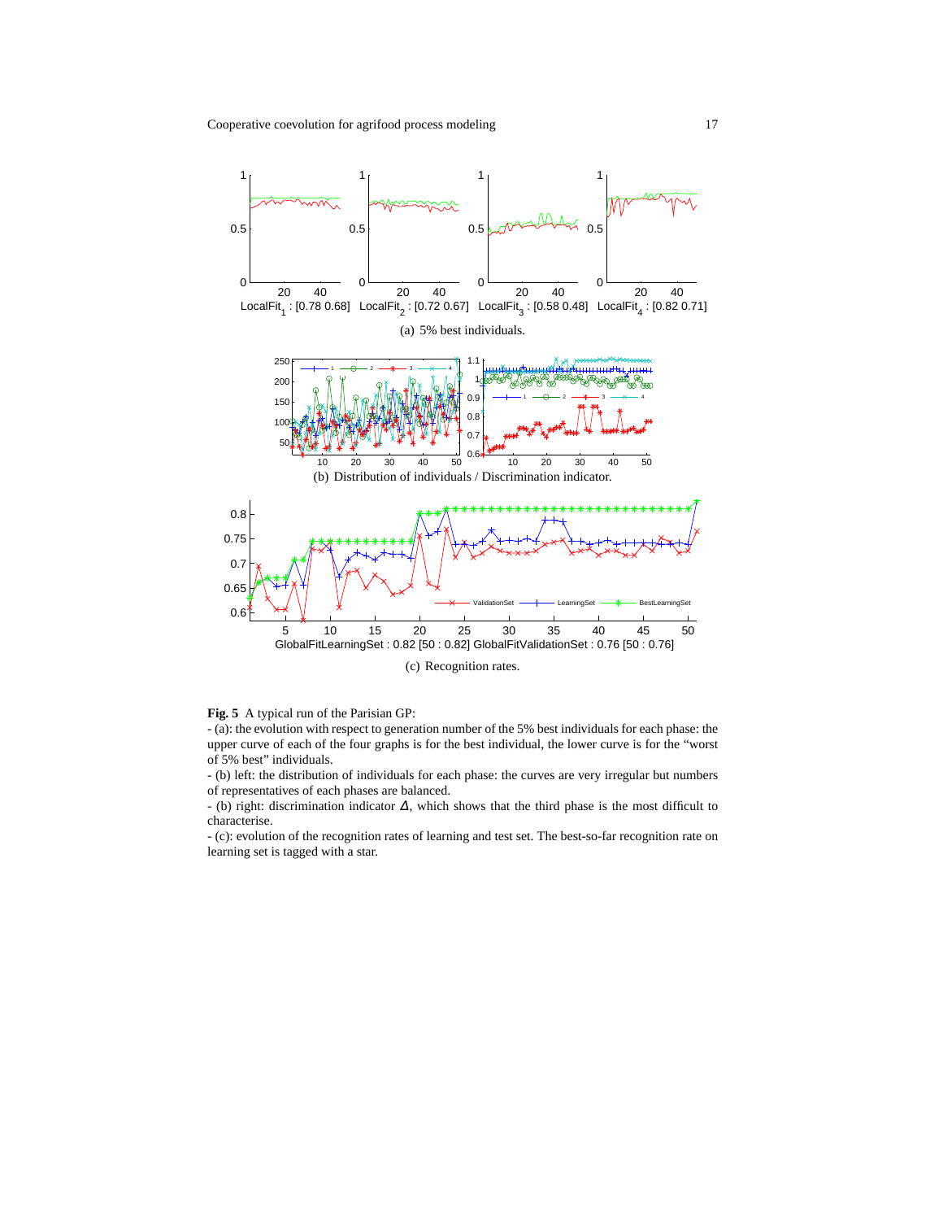LocalFit$_1$ : [0.78 0.68] LocalFit$_2$ : [0.72 0.67] LocalFit$_3$ : [0.58 0.48] LocalFit$_4$ : [0.82 0.71]

(a) 5% best individuals.

(b) Distribution of individuals / Discrimination indicator.

GlobalFitLearningSet : 0.82 [50 : 0.82] GlobalFitValidationSet : 0.76 [50 : 0.76]

(c) Recognition rates.

**Fig. 5** A typical run of the Parisian GP:
- (a): the evolution with respect to generation number of the 5% best individuals for each phase: the upper curve of each of the four graphs is for the best individual, the lower curve is for the "worst of 5% best" individuals.
- (b) left: the distribution of individuals for each phase: the curves are very irregular but numbers of representatives of each phases are balanced.
- (b) right: discrimination indicator $\Delta$, which shows that the third phase is the most difficult to characterise.
- (c): evolution of the recognition rates of learning and test set. The best-so-far recognition rate on learning set is tagged with a star.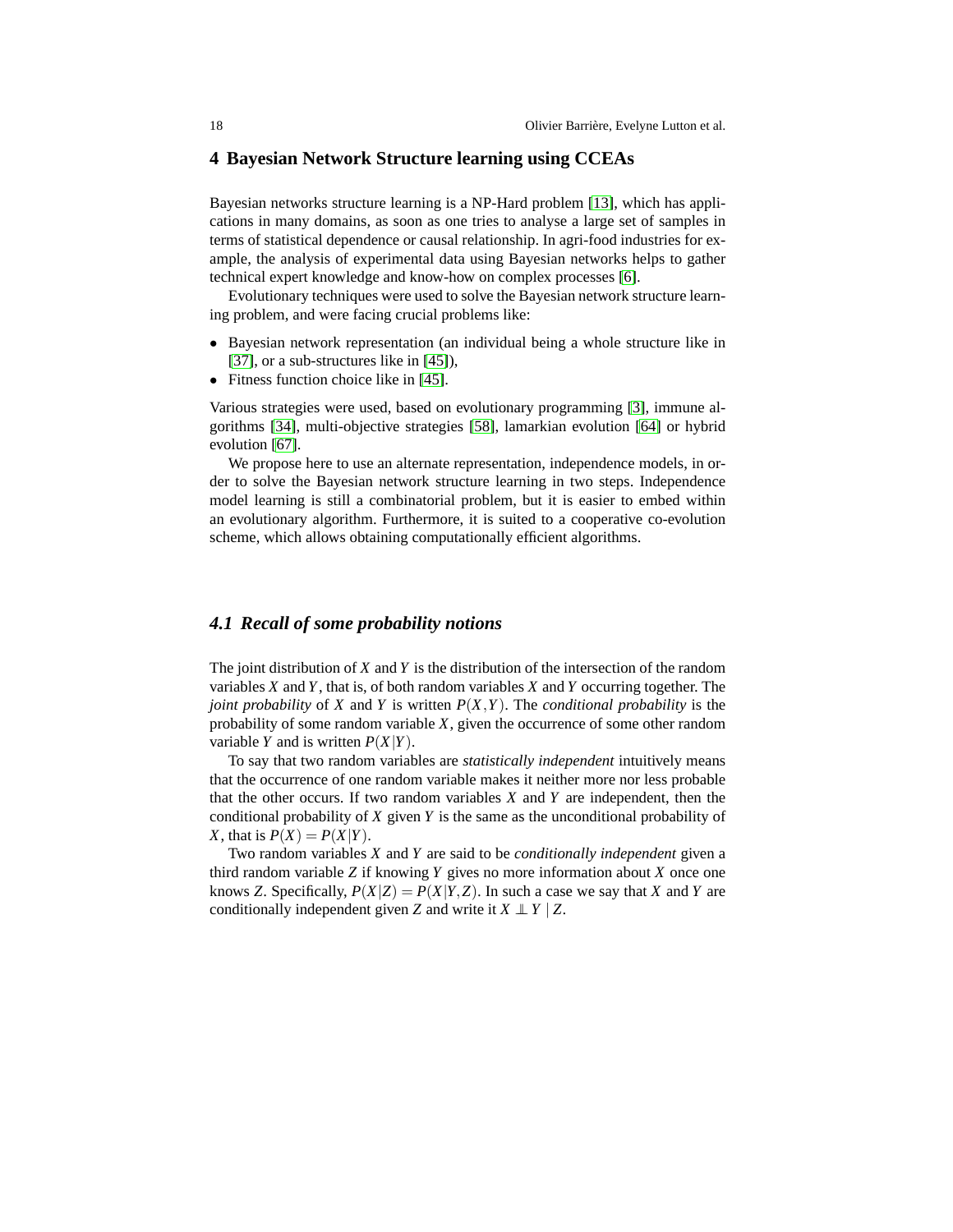## 4 Bayesian Network Structure learning using CCEAs

Bayesian networks structure learning is a NP-Hard problem [13], which has applications in many domains, as soon as one tries to analyse a large set of samples in terms of statistical dependence or causal relationship. In agri-food industries for example, the analysis of experimental data using Bayesian networks helps to gather technical expert knowledge and know-how on complex processes [6].

Evolutionary techniques were used to solve the Bayesian network structure learning problem, and were facing crucial problems like:

- Bayesian network representation (an individual being a whole structure like in [37], or a sub-structures like in [45]),
- Fitness function choice like in [45].

Various strategies were used, based on evolutionary programming [3], immune algorithms [34], multi-objective strategies [58], lamarkian evolution [64] or hybrid evolution [67].

We propose here to use an alternate representation, independence models, in order to solve the Bayesian network structure learning in two steps. Independence model learning is still a combinatorial problem, but it is easier to embed within an evolutionary algorithm. Furthermore, it is suited to a cooperative co-evolution scheme, which allows obtaining computationally efficient algorithms.

### 4.1 Recall of some probability notions

The joint distribution of $X$ and $Y$ is the distribution of the intersection of the random variables $X$ and $Y$, that is, of both random variables $X$ and $Y$ occurring together. The *joint probability* of $X$ and $Y$ is written $P(X,Y)$. The *conditional probability* is the probability of some random variable $X$, given the occurrence of some other random variable $Y$ and is written $P(X|Y)$.

To say that two random variables are *statistically independent* intuitively means that the occurrence of one random variable makes it neither more nor less probable that the other occurs. If two random variables $X$ and $Y$ are independent, then the conditional probability of $X$ given $Y$ is the same as the unconditional probability of $X$, that is $P(X) = P(X|Y)$.

Two random variables $X$ and $Y$ are said to be *conditionally independent* given a third random variable $Z$ if knowing $Y$ gives no more information about $X$ once one knows $Z$. Specifically, $P(X|Z) = P(X|Y,Z)$. In such a case we say that $X$ and $Y$ are conditionally independent given $Z$ and write it $X \perp\!\!\!\perp Y \mid Z$.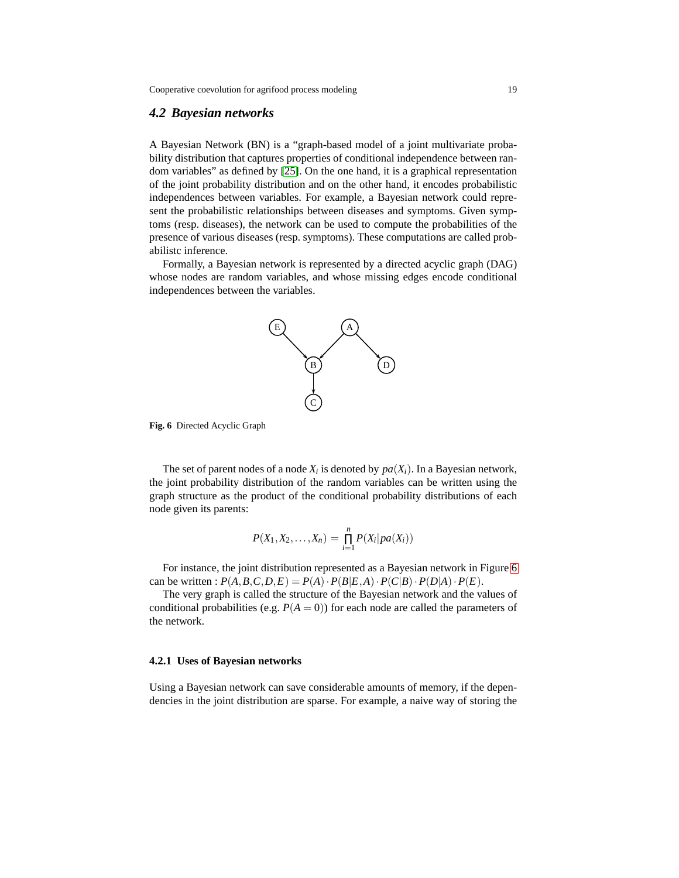## 4.2 Bayesian networks

A Bayesian Network (BN) is a "graph-based model of a joint multivariate probability distribution that captures properties of conditional independence between random variables" as defined by [25]. On the one hand, it is a graphical representation of the joint probability distribution and on the other hand, it encodes probabilistic independences between variables. For example, a Bayesian network could represent the probabilistic relationships between diseases and symptoms. Given symptoms (resp. diseases), the network can be used to compute the probabilities of the presence of various diseases (resp. symptoms). These computations are called probabilistc inference.

Formally, a Bayesian network is represented by a directed acyclic graph (DAG) whose nodes are random variables, and whose missing edges encode conditional independences between the variables.

**Fig. 6** Directed Acyclic Graph

The set of parent nodes of a node $X_i$ is denoted by $pa(X_i)$. In a Bayesian network, the joint probability distribution of the random variables can be written using the graph structure as the product of the conditional probability distributions of each node given its parents:

$$P(X_1, X_2, \dots, X_n) = \prod_{i=1}^{n} P(X_i | pa(X_i))$$

For instance, the joint distribution represented as a Bayesian network in Figure 6 can be written : $P(A,B,C,D,E) = P(A) \cdot P(B|E,A) \cdot P(C|B) \cdot P(D|A) \cdot P(E)$.

The very graph is called the structure of the Bayesian network and the values of conditional probabilities (e.g. $P(A = 0)$) for each node are called the parameters of the network.

### 4.2.1 Uses of Bayesian networks

Using a Bayesian network can save considerable amounts of memory, if the dependencies in the joint distribution are sparse. For example, a naive way of storing the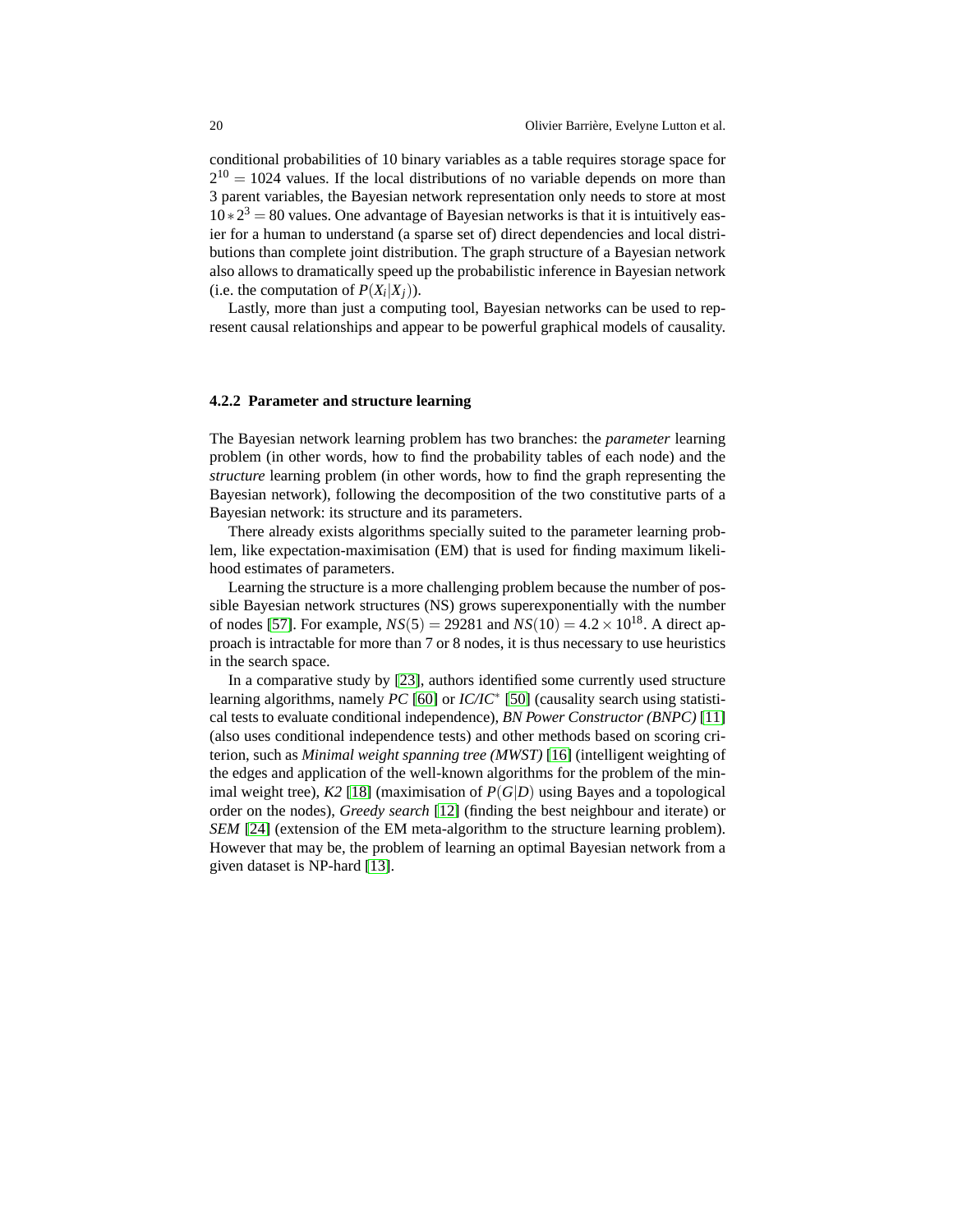conditional probabilities of 10 binary variables as a table requires storage space for $2^{10} = 1024$ values. If the local distributions of no variable depends on more than 3 parent variables, the Bayesian network representation only needs to store at most $10 * 2^3 = 80$ values. One advantage of Bayesian networks is that it is intuitively easier for a human to understand (a sparse set of) direct dependencies and local distributions than complete joint distribution. The graph structure of a Bayesian network also allows to dramatically speed up the probabilistic inference in Bayesian network (i.e. the computation of $P(X_i|X_j)$).

Lastly, more than just a computing tool, Bayesian networks can be used to represent causal relationships and appear to be powerful graphical models of causality.

### 4.2.2 Parameter and structure learning

The Bayesian network learning problem has two branches: the *parameter* learning problem (in other words, how to find the probability tables of each node) and the *structure* learning problem (in other words, how to find the graph representing the Bayesian network), following the decomposition of the two constitutive parts of a Bayesian network: its structure and its parameters.

There already exists algorithms specially suited to the parameter learning problem, like expectation-maximisation (EM) that is used for finding maximum likelihood estimates of parameters.

Learning the structure is a more challenging problem because the number of possible Bayesian network structures (NS) grows superexponentially with the number of nodes [57]. For example, $NS(5) = 29281$ and $NS(10) = 4.2 \times 10^{18}$. A direct approach is intractable for more than 7 or 8 nodes, it is thus necessary to use heuristics in the search space.

In a comparative study by [23], authors identified some currently used structure learning algorithms, namely *PC* [60] or *IC/IC\** [50] (causality search using statistical tests to evaluate conditional independence), *BN Power Constructor (BNPC)* [11] (also uses conditional independence tests) and other methods based on scoring criterion, such as *Minimal weight spanning tree (MWST)* [16] (intelligent weighting of the edges and application of the well-known algorithms for the problem of the minimal weight tree), *K2* [18] (maximisation of $P(G|D)$ using Bayes and a topological order on the nodes), *Greedy search* [12] (finding the best neighbour and iterate) or *SEM* [24] (extension of the EM meta-algorithm to the structure learning problem). However that may be, the problem of learning an optimal Bayesian network from a given dataset is NP-hard [13].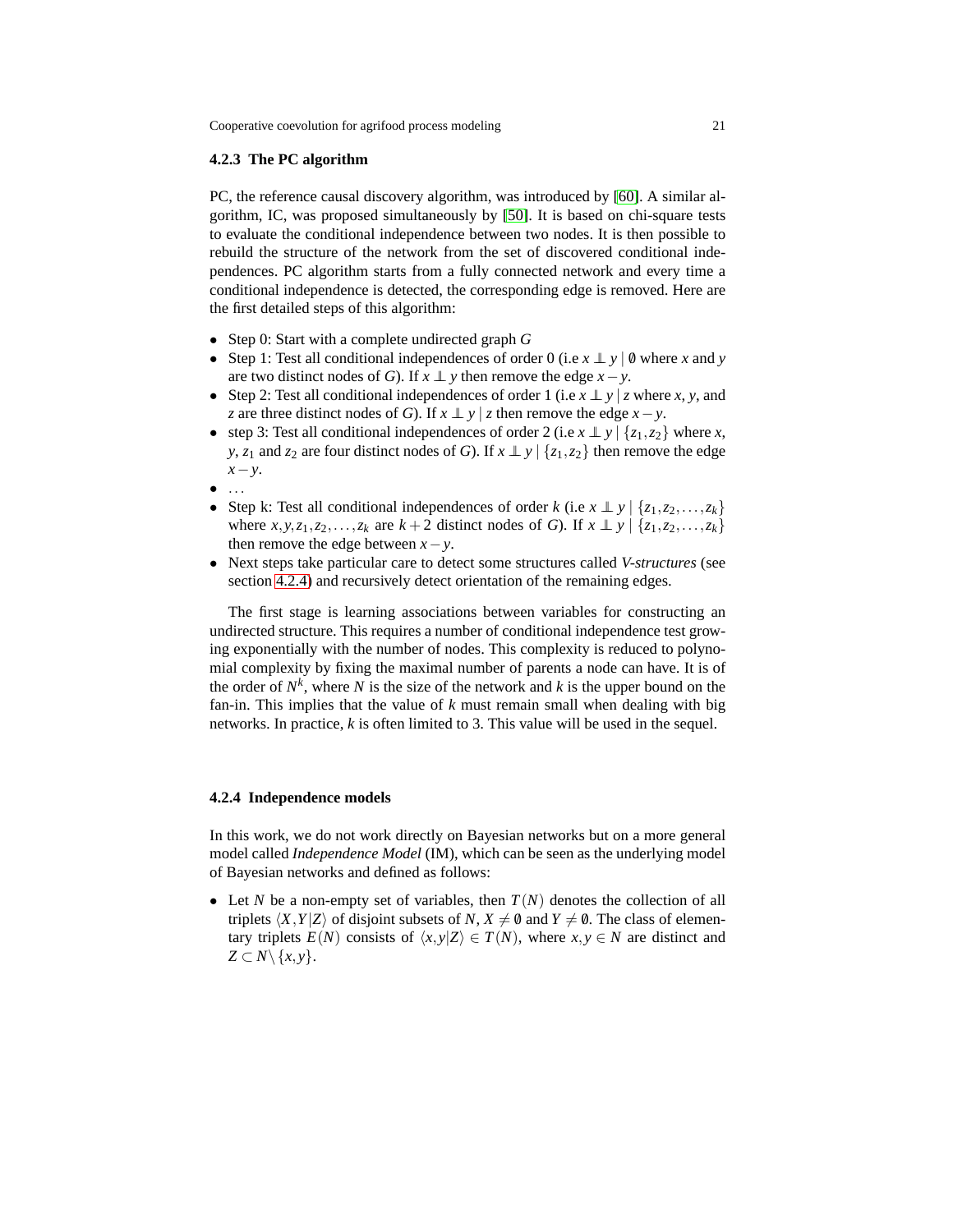### 4.2.3 The PC algorithm

PC, the reference causal discovery algorithm, was introduced by [60]. A similar algorithm, IC, was proposed simultaneously by [50]. It is based on chi-square tests to evaluate the conditional independence between two nodes. It is then possible to rebuild the structure of the network from the set of discovered conditional independences. PC algorithm starts from a fully connected network and every time a conditional independence is detected, the corresponding edge is removed. Here are the first detailed steps of this algorithm:

- Step 0: Start with a complete undirected graph $G$
- Step 1: Test all conditional independences of order 0 (i.e $x \perp\!\!\!\perp y \mid \emptyset$ where $x$ and $y$ are two distinct nodes of $G$). If $x \perp\!\!\!\perp y$ then remove the edge $x - y$.
- Step 2: Test all conditional independences of order 1 (i.e $x \perp\!\!\!\perp y \mid z$ where $x$, $y$, and $z$ are three distinct nodes of $G$). If $x \perp\!\!\!\perp y \mid z$ then remove the edge $x - y$.
- step 3: Test all conditional independences of order 2 (i.e $x \perp\!\!\!\perp y \mid \{z_1, z_2\}$ where $x$, $y$, $z_1$ and $z_2$ are four distinct nodes of $G$). If $x \perp\!\!\!\perp y \mid \{z_1, z_2\}$ then remove the edge $x - y$.
- ...
- Step k: Test all conditional independences of order $k$ (i.e $x \perp\!\!\!\perp y \mid \{z_1, z_2, \ldots, z_k\}$ where $x, y, z_1, z_2, \ldots, z_k$ are $k+2$ distinct nodes of $G$). If $x \perp\!\!\!\perp y \mid \{z_1, z_2, \ldots, z_k\}$ then remove the edge between $x - y$.
- Next steps take particular care to detect some structures called *V-structures* (see section 4.2.4) and recursively detect orientation of the remaining edges.

The first stage is learning associations between variables for constructing an undirected structure. This requires a number of conditional independence test growing exponentially with the number of nodes. This complexity is reduced to polynomial complexity by fixing the maximal number of parents a node can have. It is of the order of $N^k$, where $N$ is the size of the network and $k$ is the upper bound on the fan-in. This implies that the value of $k$ must remain small when dealing with big networks. In practice, $k$ is often limited to 3. This value will be used in the sequel.

### 4.2.4 Independence models

In this work, we do not work directly on Bayesian networks but on a more general model called *Independence Model* (IM), which can be seen as the underlying model of Bayesian networks and defined as follows:

- Let $N$ be a non-empty set of variables, then $T(N)$ denotes the collection of all triplets $\langle X, Y | Z \rangle$ of disjoint subsets of $N$, $X \neq \emptyset$ and $Y \neq \emptyset$. The class of elementary triplets $E(N)$ consists of $\langle x, y | Z \rangle \in T(N)$, where $x, y \in N$ are distinct and $Z \subset N \setminus \{x, y\}$.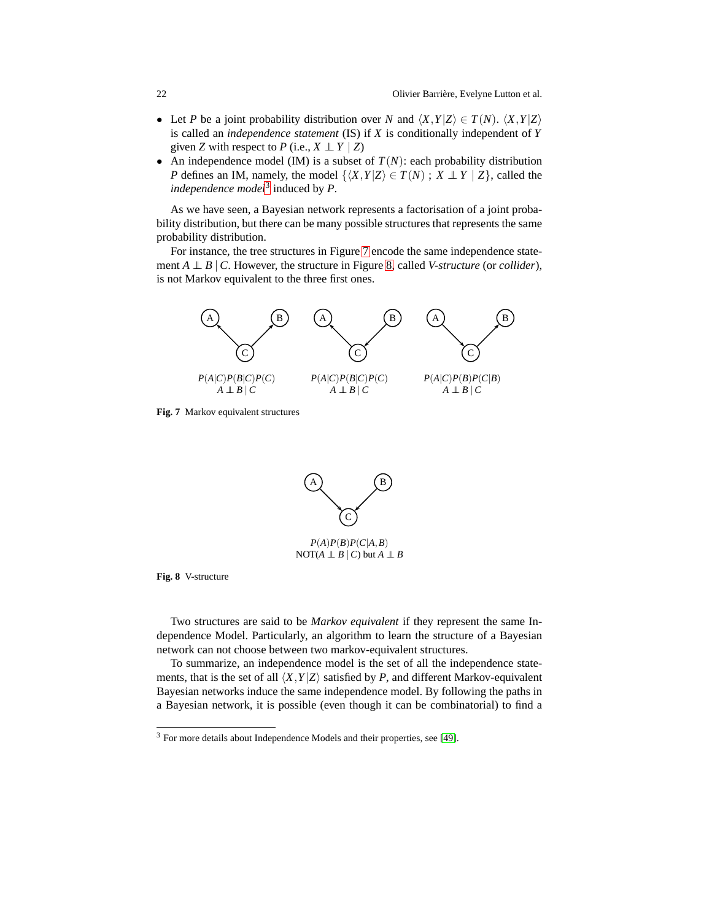- Let $P$ be a joint probability distribution over $N$ and $\langle X,Y|Z\rangle \in T(N)$. $\langle X,Y|Z\rangle$ is called an *independence statement* (IS) if $X$ is conditionally independent of $Y$ given $Z$ with respect to $P$ (i.e., $X \perp\!\!\!\perp Y \mid Z$)
- An independence model (IM) is a subset of $T(N)$: each probability distribution $P$ defines an IM, namely, the model $\{\langle X,Y|Z\rangle \in T(N)\ ;\ X \perp\!\!\!\perp Y \mid Z\}$, called the *independence model*[3] induced by $P$.

As we have seen, a Bayesian network represents a factorisation of a joint probability distribution, but there can be many possible structures that represents the same probability distribution.

For instance, the tree structures in Figure 7 encode the same independence statement $A \perp\!\!\!\perp B \mid C$. However, the structure in Figure 8, called *V-structure* (or *collider*), is not Markov equivalent to the three first ones.

$P(A|C)P(B|C)P(C)$ $A \perp\!\!\!\perp B \mid C$ — $P(A|C)P(B|C)P(C)$ $A \perp\!\!\!\perp B \mid C$ — $P(A|C)P(B)P(C|B)$ $A \perp\!\!\!\perp B \mid C$

**Fig. 7** Markov equivalent structures

$P(A)P(B)P(C|A,B)$
NOT($A \perp\!\!\!\perp B \mid C$) but $A \perp\!\!\!\perp B$

**Fig. 8** V-structure

Two structures are said to be *Markov equivalent* if they represent the same Independence Model. Particularly, an algorithm to learn the structure of a Bayesian network can not choose between two markov-equivalent structures.

To summarize, an independence model is the set of all the independence statements, that is the set of all $\langle X,Y|Z\rangle$ satisfied by $P$, and different Markov-equivalent Bayesian networks induce the same independence model. By following the paths in a Bayesian network, it is possible (even though it can be combinatorial) to find a

[3] For more details about Independence Models and their properties, see [49].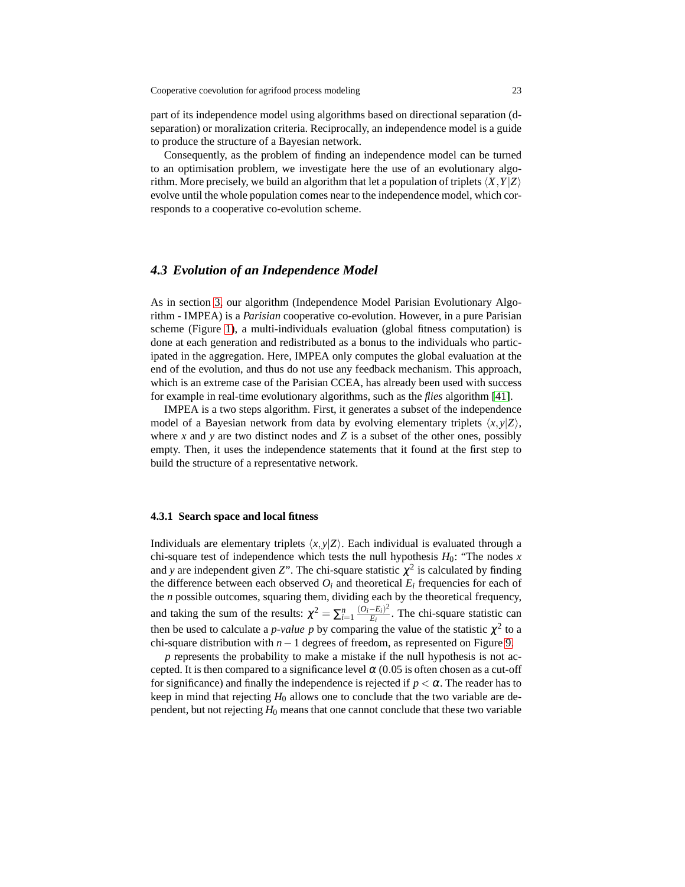part of its independence model using algorithms based on directional separation (d-separation) or moralization criteria. Reciprocally, an independence model is a guide to produce the structure of a Bayesian network.

Consequently, as the problem of finding an independence model can be turned to an optimisation problem, we investigate here the use of an evolutionary algorithm. More precisely, we build an algorithm that let a population of triplets $\langle X,Y|Z\rangle$ evolve until the whole population comes near to the independence model, which corresponds to a cooperative co-evolution scheme.

### 4.3 Evolution of an Independence Model

As in section 3, our algorithm (Independence Model Parisian Evolutionary Algorithm - IMPEA) is a *Parisian* cooperative co-evolution. However, in a pure Parisian scheme (Figure 1), a multi-individuals evaluation (global fitness computation) is done at each generation and redistributed as a bonus to the individuals who participated in the aggregation. Here, IMPEA only computes the global evaluation at the end of the evolution, and thus do not use any feedback mechanism. This approach, which is an extreme case of the Parisian CCEA, has already been used with success for example in real-time evolutionary algorithms, such as the *flies* algorithm [41].

IMPEA is a two steps algorithm. First, it generates a subset of the independence model of a Bayesian network from data by evolving elementary triplets $\langle x,y|Z\rangle$, where $x$ and $y$ are two distinct nodes and $Z$ is a subset of the other ones, possibly empty. Then, it uses the independence statements that it found at the first step to build the structure of a representative network.

#### 4.3.1 Search space and local fitness

Individuals are elementary triplets $\langle x,y|Z\rangle$. Each individual is evaluated through a chi-square test of independence which tests the null hypothesis $H_0$: "The nodes $x$ and $y$ are independent given $Z$". The chi-square statistic $\chi^2$ is calculated by finding the difference between each observed $O_i$ and theoretical $E_i$ frequencies for each of the $n$ possible outcomes, squaring them, dividing each by the theoretical frequency, and taking the sum of the results: $\chi^2 = \sum_{i=1}^{n} \frac{(O_i - E_i)^2}{E_i}$. The chi-square statistic can then be used to calculate a *p-value* $p$ by comparing the value of the statistic $\chi^2$ to a chi-square distribution with $n-1$ degrees of freedom, as represented on Figure 9.

$p$ represents the probability to make a mistake if the null hypothesis is not accepted. It is then compared to a significance level $\alpha$ (0.05 is often chosen as a cut-off for significance) and finally the independence is rejected if $p < \alpha$. The reader has to keep in mind that rejecting $H_0$ allows one to conclude that the two variable are dependent, but not rejecting $H_0$ means that one cannot conclude that these two variable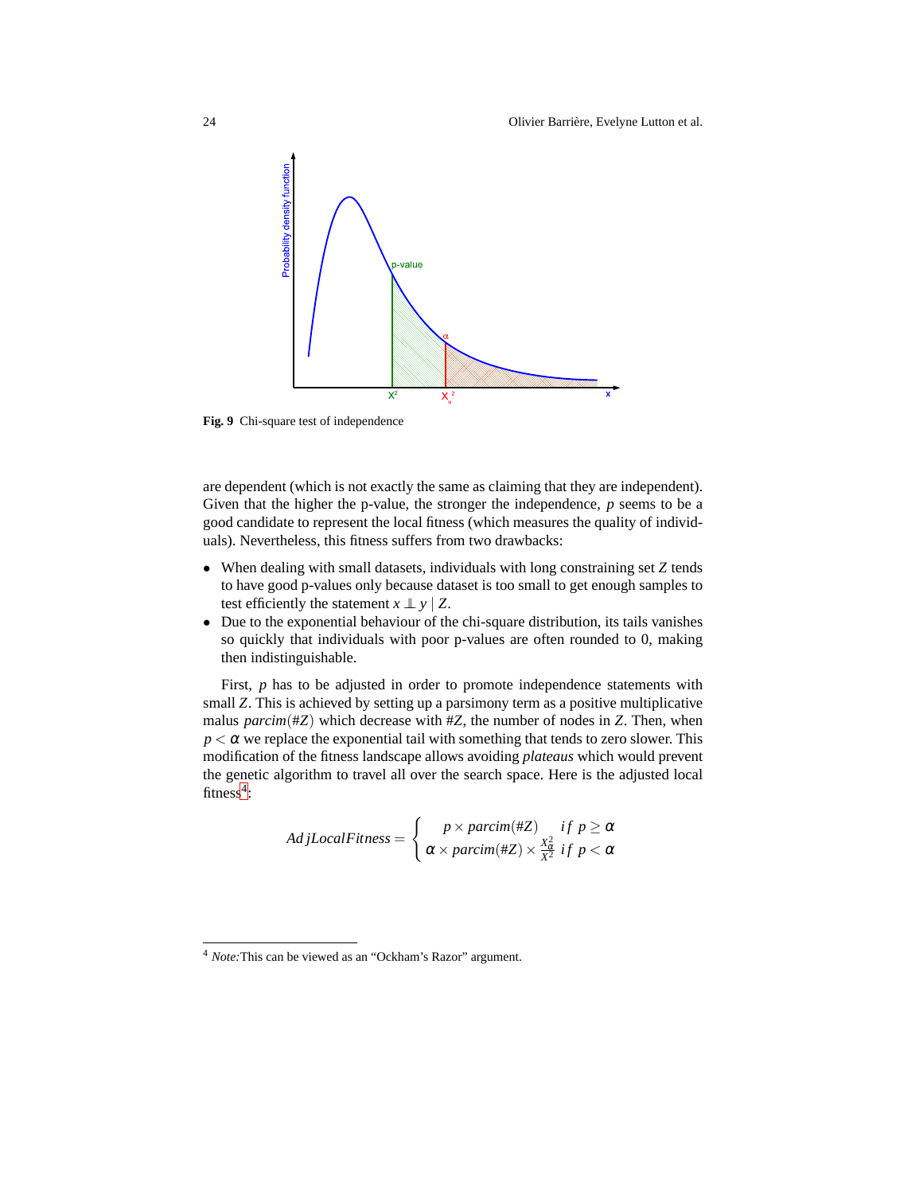Fig. 9 Chi-square test of independence

are dependent (which is not exactly the same as claiming that they are independent). Given that the higher the p-value, the stronger the independence, $p$ seems to be a good candidate to represent the local fitness (which measures the quality of individuals). Nevertheless, this fitness suffers from two drawbacks:

- When dealing with small datasets, individuals with long constraining set $Z$ tends to have good p-values only because dataset is too small to get enough samples to test efficiently the statement $x \perp y \mid Z$.
- Due to the exponential behaviour of the chi-square distribution, its tails vanishes so quickly that individuals with poor p-values are often rounded to 0, making then indistinguishable.

First, $p$ has to be adjusted in order to promote independence statements with small $Z$. This is achieved by setting up a parsimony term as a positive multiplicative malus $parcim(\#Z)$ which decrease with $\#Z$, the number of nodes in $Z$. Then, when $p < \alpha$ we replace the exponential tail with something that tends to zero slower. This modification of the fitness landscape allows avoiding *plateaus* which would prevent the genetic algorithm to travel all over the search space. Here is the adjusted local fitness[4]:

$$AdjLocalFitness = \begin{cases} p \times parcim(\#Z) & if\ p \geq \alpha \\ \alpha \times parcim(\#Z) \times \frac{X_\alpha^2}{X^2} & if\ p < \alpha \end{cases}$$

[4] *Note:*This can be viewed as an "Ockham's Razor" argument.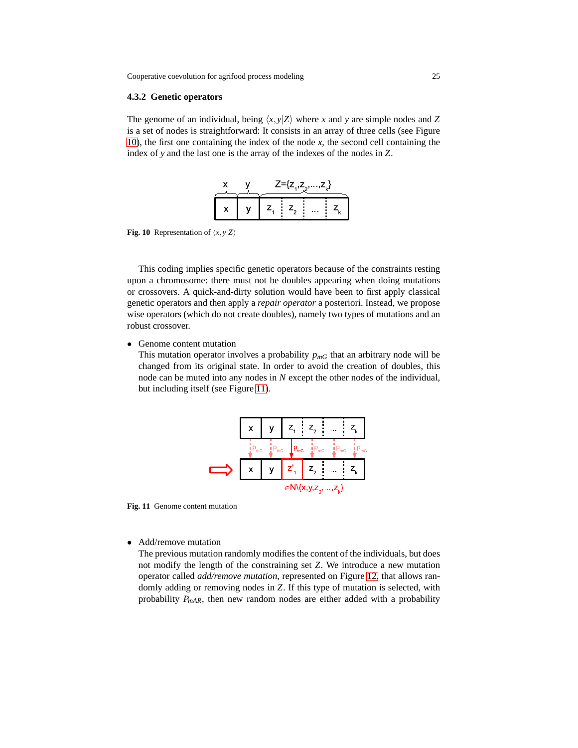### 4.3.2 Genetic operators

The genome of an individual, being $\langle x, y|Z\rangle$ where $x$ and $y$ are simple nodes and $Z$ is a set of nodes is straightforward: It consists in an array of three cells (see Figure 10), the first one containing the index of the node $x$, the second cell containing the index of $y$ and the last one is the array of the indexes of the nodes in $Z$.

**Fig. 10** Representation of $\langle x, y|Z\rangle$

This coding implies specific genetic operators because of the constraints resting upon a chromosome: there must not be doubles appearing when doing mutations or crossovers. A quick-and-dirty solution would have been to first apply classical genetic operators and then apply a *repair operator* a posteriori. Instead, we propose wise operators (which do not create doubles), namely two types of mutations and an robust crossover.

- Genome content mutation
  This mutation operator involves a probability $p_{mG}$ that an arbitrary node will be changed from its original state. In order to avoid the creation of doubles, this node can be muted into any nodes in $N$ except the other nodes of the individual, but including itself (see Figure 11).

**Fig. 11** Genome content mutation

- Add/remove mutation
  The previous mutation randomly modifies the content of the individuals, but does not modify the length of the constraining set $Z$. We introduce a new mutation operator called *add/remove mutation*, represented on Figure 12, that allows randomly adding or removing nodes in $Z$. If this type of mutation is selected, with probability $P_{mAR}$, then new random nodes are either added with a probability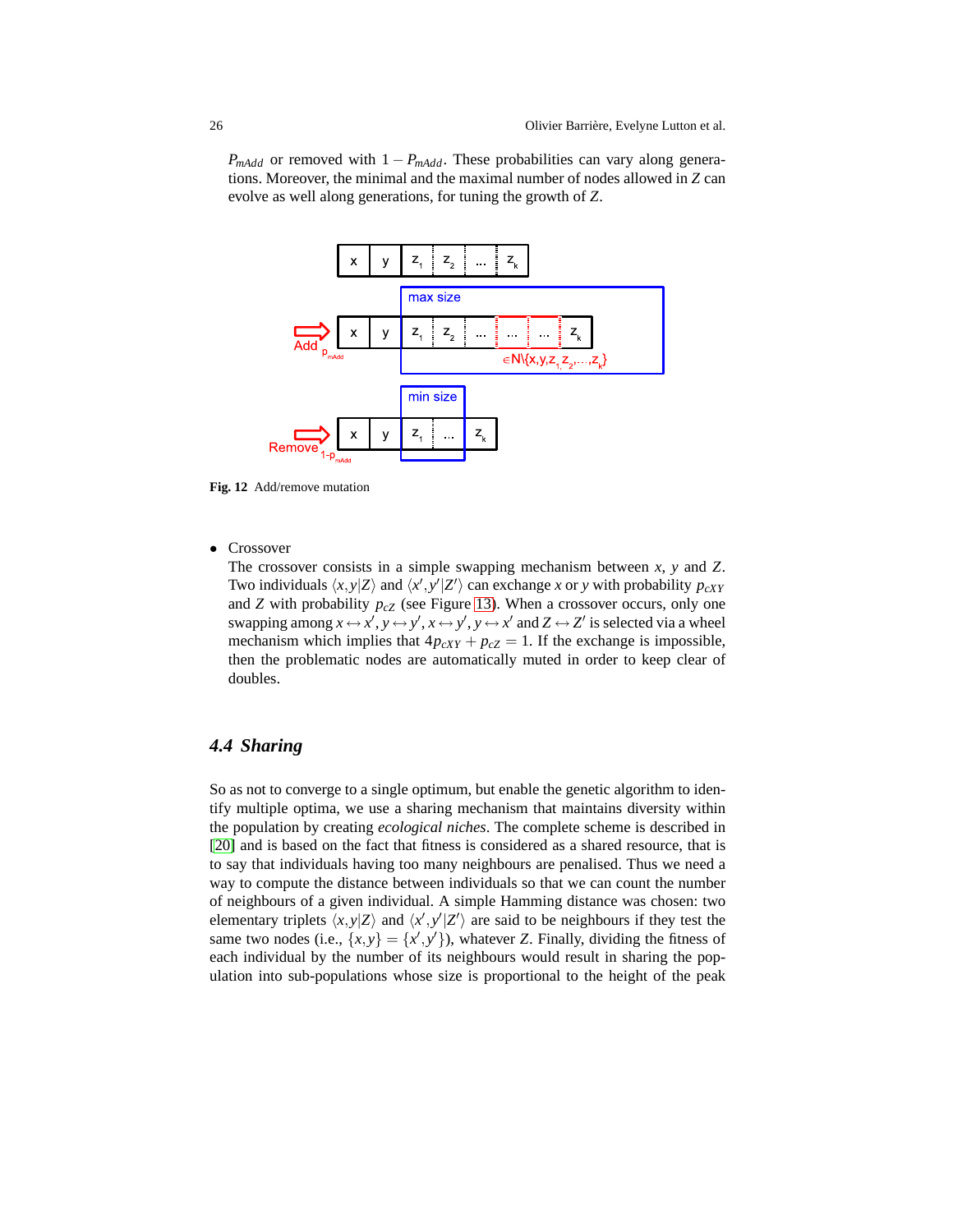$P_{mAdd}$ or removed with $1 - P_{mAdd}$. These probabilities can vary along generations. Moreover, the minimal and the maximal number of nodes allowed in $Z$ can evolve as well along generations, for tuning the growth of $Z$.

**Fig. 12** Add/remove mutation

- Crossover
  The crossover consists in a simple swapping mechanism between $x$, $y$ and $Z$. Two individuals $\langle x, y | Z \rangle$ and $\langle x', y' | Z' \rangle$ can exchange $x$ or $y$ with probability $p_{cXY}$ and $Z$ with probability $p_{cZ}$ (see Figure 13). When a crossover occurs, only one swapping among $x \leftrightarrow x'$, $y \leftrightarrow y'$, $x \leftrightarrow y'$, $y \leftrightarrow x'$ and $Z \leftrightarrow Z'$ is selected via a wheel mechanism which implies that $4p_{cXY} + p_{cZ} = 1$. If the exchange is impossible, then the problematic nodes are automatically muted in order to keep clear of doubles.

### 4.4 Sharing

So as not to converge to a single optimum, but enable the genetic algorithm to identify multiple optima, we use a sharing mechanism that maintains diversity within the population by creating *ecological niches*. The complete scheme is described in [20] and is based on the fact that fitness is considered as a shared resource, that is to say that individuals having too many neighbours are penalised. Thus we need a way to compute the distance between individuals so that we can count the number of neighbours of a given individual. A simple Hamming distance was chosen: two elementary triplets $\langle x, y | Z \rangle$ and $\langle x', y' | Z' \rangle$ are said to be neighbours if they test the same two nodes (i.e., $\{x, y\} = \{x', y'\}$), whatever $Z$. Finally, dividing the fitness of each individual by the number of its neighbours would result in sharing the population into sub-populations whose size is proportional to the height of the peak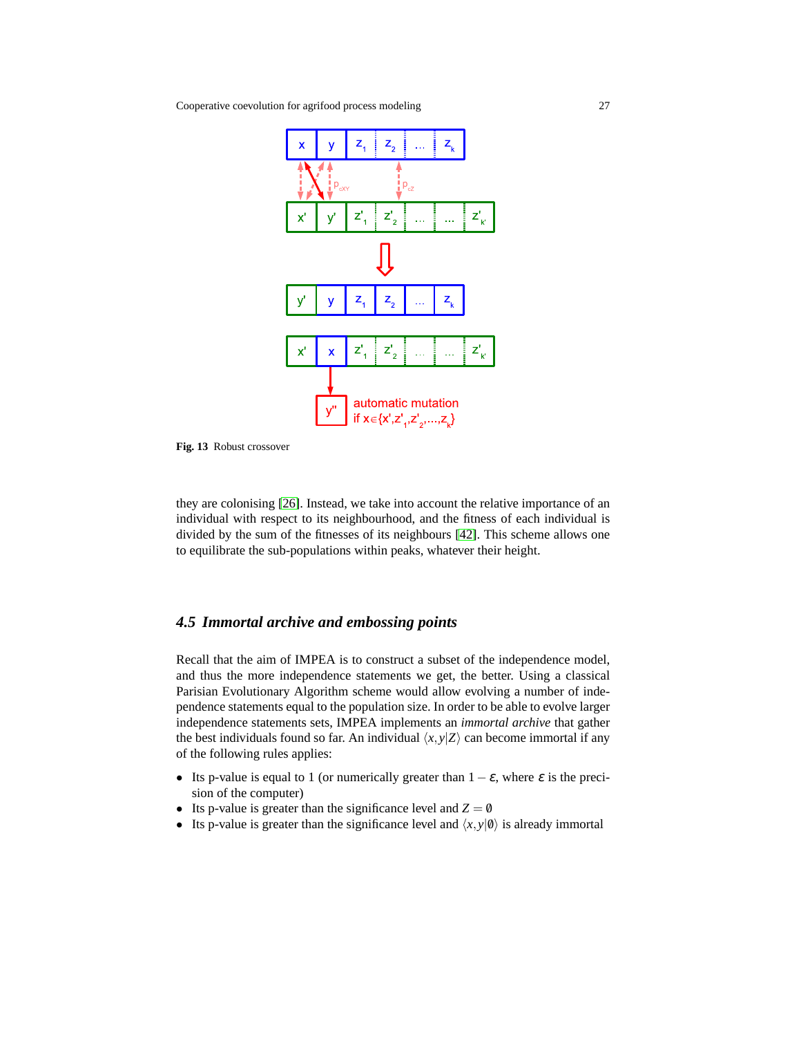Fig. 13 Robust crossover

they are colonising [26]. Instead, we take into account the relative importance of an individual with respect to its neighbourhood, and the fitness of each individual is divided by the sum of the fitnesses of its neighbours [42]. This scheme allows one to equilibrate the sub-populations within peaks, whatever their height.

### 4.5 Immortal archive and embossing points

Recall that the aim of IMPEA is to construct a subset of the independence model, and thus the more independence statements we get, the better. Using a classical Parisian Evolutionary Algorithm scheme would allow evolving a number of independence statements equal to the population size. In order to be able to evolve larger independence statements sets, IMPEA implements an *immortal archive* that gather the best individuals found so far. An individual $\langle x,y|Z\rangle$ can become immortal if any of the following rules applies:

- Its p-value is equal to 1 (or numerically greater than $1-\varepsilon$, where $\varepsilon$ is the precision of the computer)
- Its p-value is greater than the significance level and $Z=\emptyset$
- Its p-value is greater than the significance level and $\langle x,y|\emptyset\rangle$ is already immortal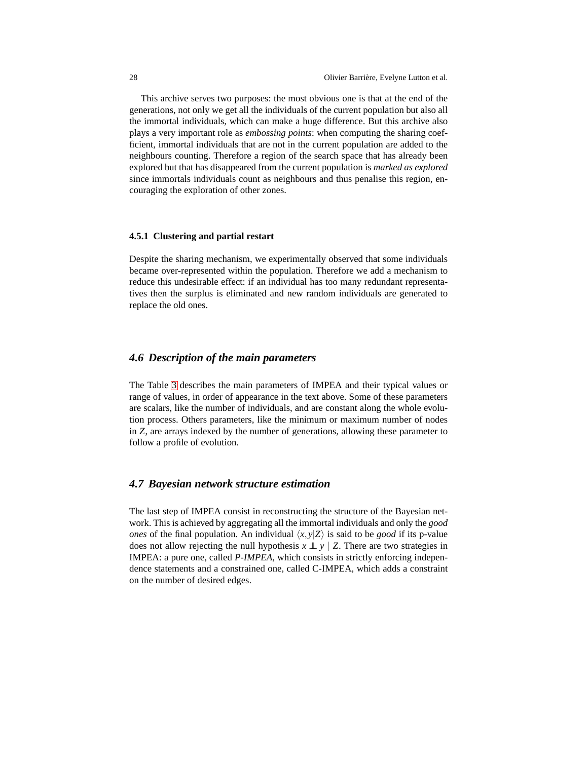This archive serves two purposes: the most obvious one is that at the end of the generations, not only we get all the individuals of the current population but also all the immortal individuals, which can make a huge difference. But this archive also plays a very important role as *embossing points*: when computing the sharing coefficient, immortal individuals that are not in the current population are added to the neighbours counting. Therefore a region of the search space that has already been explored but that has disappeared from the current population is *marked as explored* since immortals individuals count as neighbours and thus penalise this region, encouraging the exploration of other zones.

#### 4.5.1 Clustering and partial restart

Despite the sharing mechanism, we experimentally observed that some individuals became over-represented within the population. Therefore we add a mechanism to reduce this undesirable effect: if an individual has too many redundant representatives then the surplus is eliminated and new random individuals are generated to replace the old ones.

### 4.6 Description of the main parameters

The Table 3 describes the main parameters of IMPEA and their typical values or range of values, in order of appearance in the text above. Some of these parameters are scalars, like the number of individuals, and are constant along the whole evolution process. Others parameters, like the minimum or maximum number of nodes in $Z$, are arrays indexed by the number of generations, allowing these parameter to follow a profile of evolution.

### 4.7 Bayesian network structure estimation

The last step of IMPEA consist in reconstructing the structure of the Bayesian network. This is achieved by aggregating all the immortal individuals and only the *good ones* of the final population. An individual $\langle x,y|Z\rangle$ is said to be *good* if its p-value does not allow rejecting the null hypothesis $x \perp\!\!\!\perp y \mid Z$. There are two strategies in IMPEA: a pure one, called *P-IMPEA*, which consists in strictly enforcing independence statements and a constrained one, called C-IMPEA, which adds a constraint on the number of desired edges.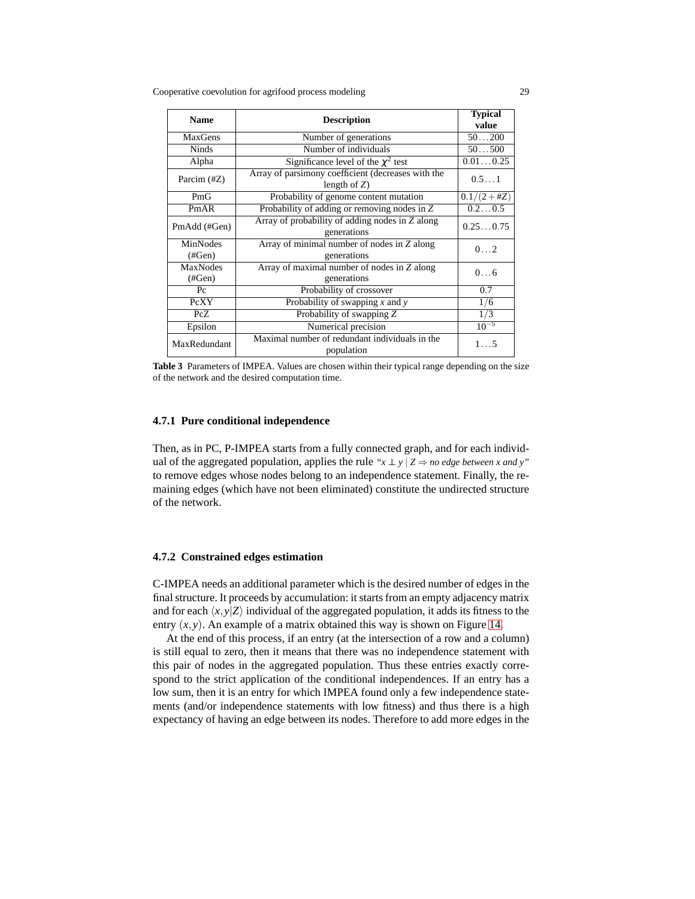| Name | Description | Typical value |
|---|---|---|
| MaxGens | Number of generations | $50\dots200$ |
| Ninds | Number of individuals | $50\dots500$ |
| Alpha | Significance level of the $\chi^2$ test | $0.01\dots0.25$ |
| Parcim (#Z) | Array of parsimony coefficient (decreases with the length of $Z$) | $0.5\dots1$ |
| PmG | Probability of genome content mutation | $0.1/(2+\#Z)$ |
| PmAR | Probability of adding or removing nodes in $Z$ | $0.2\dots0.5$ |
| PmAdd (#Gen) | Array of probability of adding nodes in $Z$ along generations | $0.25\dots0.75$ |
| MinNodes (#Gen) | Array of minimal number of nodes in $Z$ along generations | $0\dots2$ |
| MaxNodes (#Gen) | Array of maximal number of nodes in $Z$ along generations | $0\dots6$ |
| Pc | Probability of crossover | 0.7 |
| PcXY | Probability of swapping $x$ and $y$ | $1/6$ |
| PcZ | Probability of swapping $Z$ | $1/3$ |
| Epsilon | Numerical precision | $10^{-5}$ |
| MaxRedundant | Maximal number of redundant individuals in the population | $1\dots5$ |

**Table 3** Parameters of IMPEA. Values are chosen within their typical range depending on the size of the network and the desired computation time.

### 4.7.1 Pure conditional independence

Then, as in PC, P-IMPEA starts from a fully connected graph, and for each individual of the aggregated population, applies the rule *"$x \perp y \mid Z \Rightarrow$ no edge between $x$ and $y$"* to remove edges whose nodes belong to an independence statement. Finally, the remaining edges (which have not been eliminated) constitute the undirected structure of the network.

### 4.7.2 Constrained edges estimation

C-IMPEA needs an additional parameter which is the desired number of edges in the final structure. It proceeds by accumulation: it starts from an empty adjacency matrix and for each $\langle x, y|Z\rangle$ individual of the aggregated population, it adds its fitness to the entry $(x, y)$. An example of a matrix obtained this way is shown on Figure 14.

At the end of this process, if an entry (at the intersection of a row and a column) is still equal to zero, then it means that there was no independence statement with this pair of nodes in the aggregated population. Thus these entries exactly correspond to the strict application of the conditional independences. If an entry has a low sum, then it is an entry for which IMPEA found only a few independence statements (and/or independence statements with low fitness) and thus there is a high expectancy of having an edge between its nodes. Therefore to add more edges in the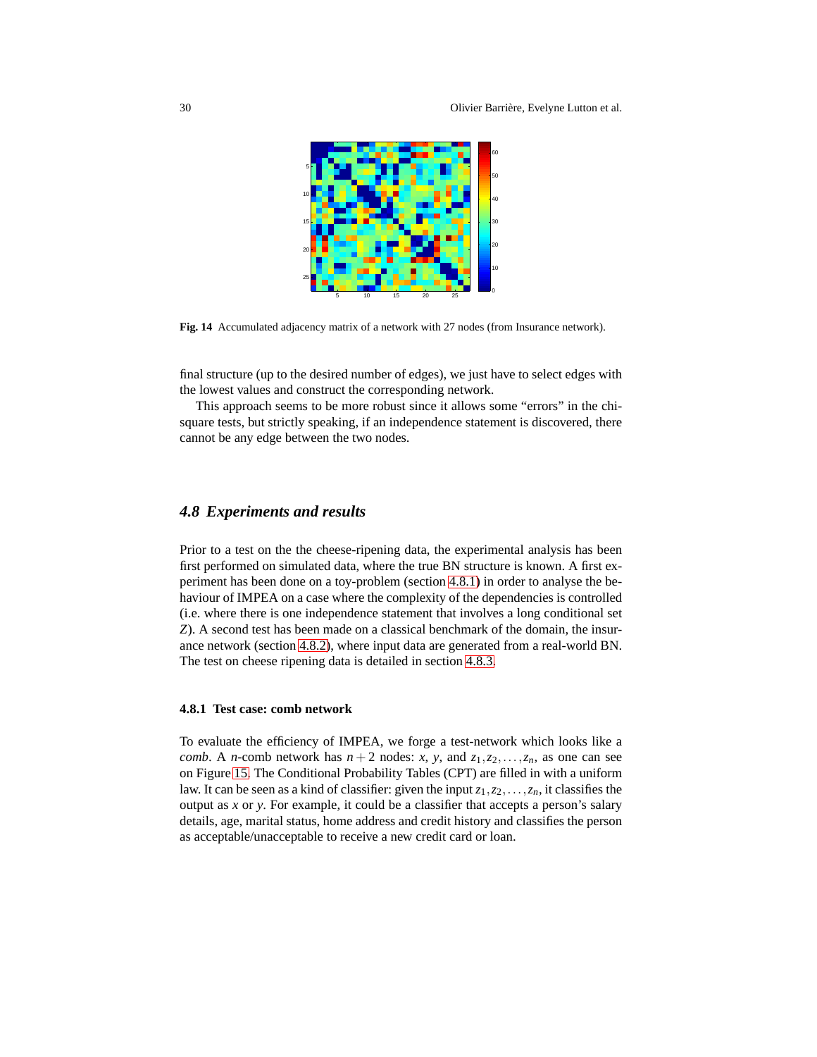**Fig. 14** Accumulated adjacency matrix of a network with 27 nodes (from Insurance network).

final structure (up to the desired number of edges), we just have to select edges with the lowest values and construct the corresponding network.

This approach seems to be more robust since it allows some "errors" in the chi-square tests, but strictly speaking, if an independence statement is discovered, there cannot be any edge between the two nodes.

## 4.8 Experiments and results

Prior to a test on the the cheese-ripening data, the experimental analysis has been first performed on simulated data, where the true BN structure is known. A first experiment has been done on a toy-problem (section 4.8.1) in order to analyse the behaviour of IMPEA on a case where the complexity of the dependencies is controlled (i.e. where there is one independence statement that involves a long conditional set $Z$). A second test has been made on a classical benchmark of the domain, the insurance network (section 4.8.2), where input data are generated from a real-world BN. The test on cheese ripening data is detailed in section 4.8.3.

### 4.8.1 Test case: comb network

To evaluate the efficiency of IMPEA, we forge a test-network which looks like a *comb*. A $n$-comb network has $n+2$ nodes: $x$, $y$, and $z_1, z_2, \ldots, z_n$, as one can see on Figure 15. The Conditional Probability Tables (CPT) are filled in with a uniform law. It can be seen as a kind of classifier: given the input $z_1, z_2, \ldots, z_n$, it classifies the output as $x$ or $y$. For example, it could be a classifier that accepts a person's salary details, age, marital status, home address and credit history and classifies the person as acceptable/unacceptable to receive a new credit card or loan.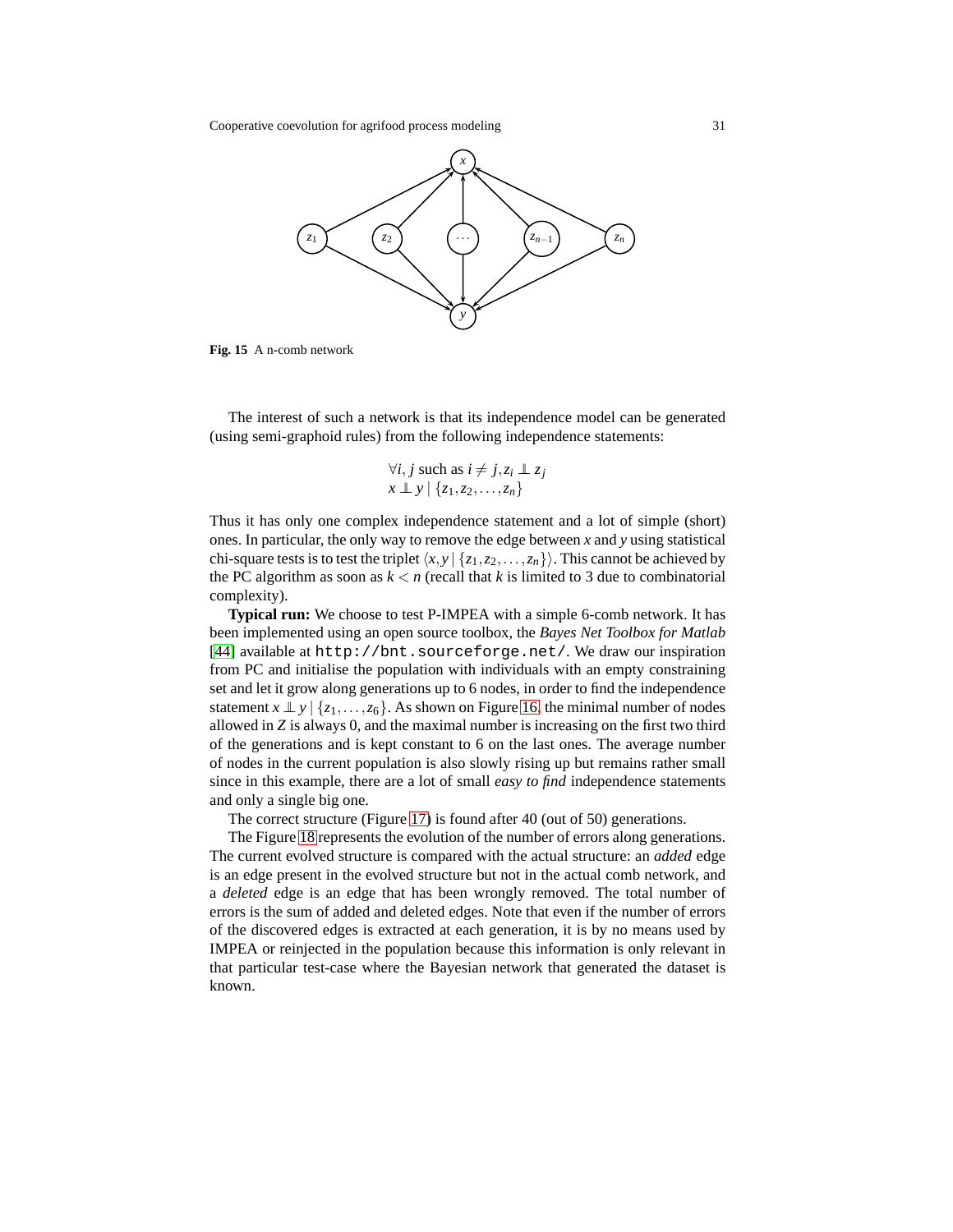Fig. 15 A n-comb network

The interest of such a network is that its independence model can be generated (using semi-graphoid rules) from the following independence statements:

$$\forall i, j \text{ such as } i \neq j, z_i \perp\!\!\!\perp z_j$$
$$x \perp\!\!\!\perp y \mid \{z_1, z_2, \ldots, z_n\}$$

Thus it has only one complex independence statement and a lot of simple (short) ones. In particular, the only way to remove the edge between $x$ and $y$ using statistical chi-square tests is to test the triplet $\langle x, y \mid \{z_1, z_2, \ldots, z_n\}\rangle$. This cannot be achieved by the PC algorithm as soon as $k < n$ (recall that $k$ is limited to 3 due to combinatorial complexity).

**Typical run:** We choose to test P-IMPEA with a simple 6-comb network. It has been implemented using an open source toolbox, the *Bayes Net Toolbox for Matlab* [44] available at `http://bnt.sourceforge.net/`. We draw our inspiration from PC and initialise the population with individuals with an empty constraining set and let it grow along generations up to 6 nodes, in order to find the independence statement $x \perp\!\!\!\perp y \mid \{z_1, \ldots, z_6\}$. As shown on Figure 16, the minimal number of nodes allowed in $Z$ is always 0, and the maximal number is increasing on the first two third of the generations and is kept constant to 6 on the last ones. The average number of nodes in the current population is also slowly rising up but remains rather small since in this example, there are a lot of small *easy to find* independence statements and only a single big one.

The correct structure (Figure 17) is found after 40 (out of 50) generations.

The Figure 18 represents the evolution of the number of errors along generations. The current evolved structure is compared with the actual structure: an *added* edge is an edge present in the evolved structure but not in the actual comb network, and a *deleted* edge is an edge that has been wrongly removed. The total number of errors is the sum of added and deleted edges. Note that even if the number of errors of the discovered edges is extracted at each generation, it is by no means used by IMPEA or reinjected in the population because this information is only relevant in that particular test-case where the Bayesian network that generated the dataset is known.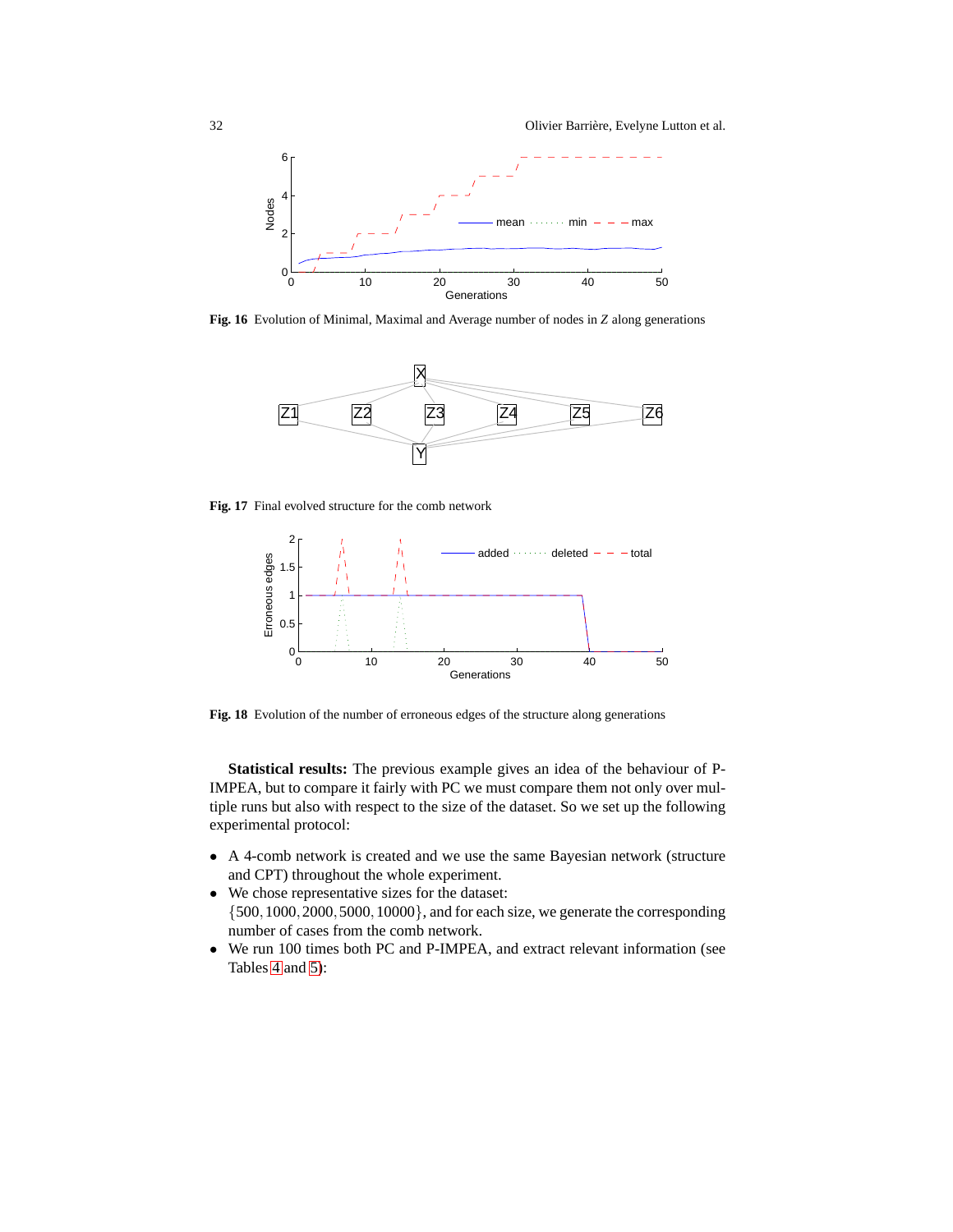**Fig. 16** Evolution of Minimal, Maximal and Average number of nodes in $Z$ along generations

**Fig. 17** Final evolved structure for the comb network

**Fig. 18** Evolution of the number of erroneous edges of the structure along generations

**Statistical results:** The previous example gives an idea of the behaviour of P-IMPEA, but to compare it fairly with PC we must compare them not only over multiple runs but also with respect to the size of the dataset. So we set up the following experimental protocol:

- A 4-comb network is created and we use the same Bayesian network (structure and CPT) throughout the whole experiment.
- We chose representative sizes for the dataset: $\{500, 1000, 2000, 5000, 10000\}$, and for each size, we generate the corresponding number of cases from the comb network.
- We run 100 times both PC and P-IMPEA, and extract relevant information (see Tables 4 and 5):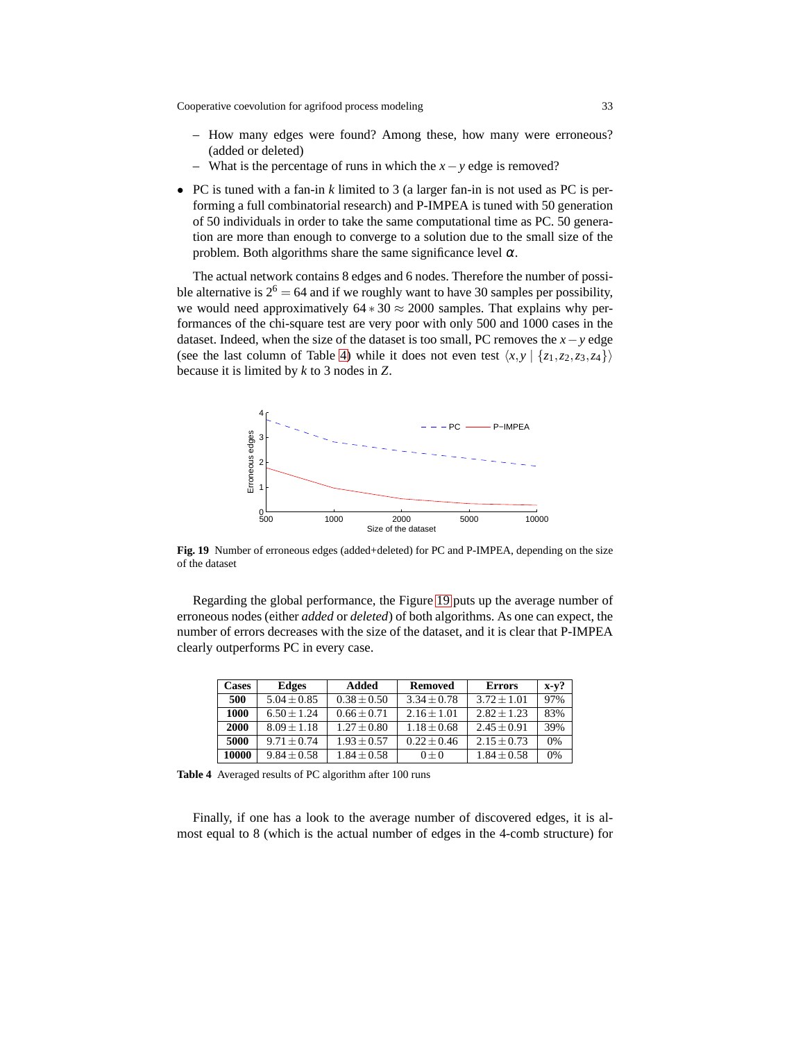- How many edges were found? Among these, how many were erroneous? (added or deleted)
  - What is the percentage of runs in which the $x-y$ edge is removed?

- PC is tuned with a fan-in $k$ limited to 3 (a larger fan-in is not used as PC is performing a full combinatorial research) and P-IMPEA is tuned with 50 generation of 50 individuals in order to take the same computational time as PC. 50 generation are more than enough to converge to a solution due to the small size of the problem. Both algorithms share the same significance level $\alpha$.

The actual network contains 8 edges and 6 nodes. Therefore the number of possible alternative is $2^6 = 64$ and if we roughly want to have 30 samples per possibility, we would need approximatively $64 * 30 \approx 2000$ samples. That explains why performances of the chi-square test are very poor with only 500 and 1000 cases in the dataset. Indeed, when the size of the dataset is too small, PC removes the $x-y$ edge (see the last column of Table 4) while it does not even test $\langle x, y \mid \{z_1, z_2, z_3, z_4\} \rangle$ because it is limited by $k$ to 3 nodes in $Z$.

**Fig. 19** Number of erroneous edges (added+deleted) for PC and P-IMPEA, depending on the size of the dataset

Regarding the global performance, the Figure 19 puts up the average number of erroneous nodes (either *added* or *deleted*) of both algorithms. As one can expect, the number of errors decreases with the size of the dataset, and it is clear that P-IMPEA clearly outperforms PC in every case.

| Cases | Edges | Added | Removed | Errors | x-y? |
|---|---|---|---|---|---|
| **500** | $5.04 \pm 0.85$ | $0.38 \pm 0.50$ | $3.34 \pm 0.78$ | $3.72 \pm 1.01$ | 97% |
| **1000** | $6.50 \pm 1.24$ | $0.66 \pm 0.71$ | $2.16 \pm 1.01$ | $2.82 \pm 1.23$ | 83% |
| **2000** | $8.09 \pm 1.18$ | $1.27 \pm 0.80$ | $1.18 \pm 0.68$ | $2.45 \pm 0.91$ | 39% |
| **5000** | $9.71 \pm 0.74$ | $1.93 \pm 0.57$ | $0.22 \pm 0.46$ | $2.15 \pm 0.73$ | 0% |
| **10000** | $9.84 \pm 0.58$ | $1.84 \pm 0.58$ | $0 \pm 0$ | $1.84 \pm 0.58$ | 0% |

**Table 4** Averaged results of PC algorithm after 100 runs

Finally, if one has a look to the average number of discovered edges, it is almost equal to 8 (which is the actual number of edges in the 4-comb structure) for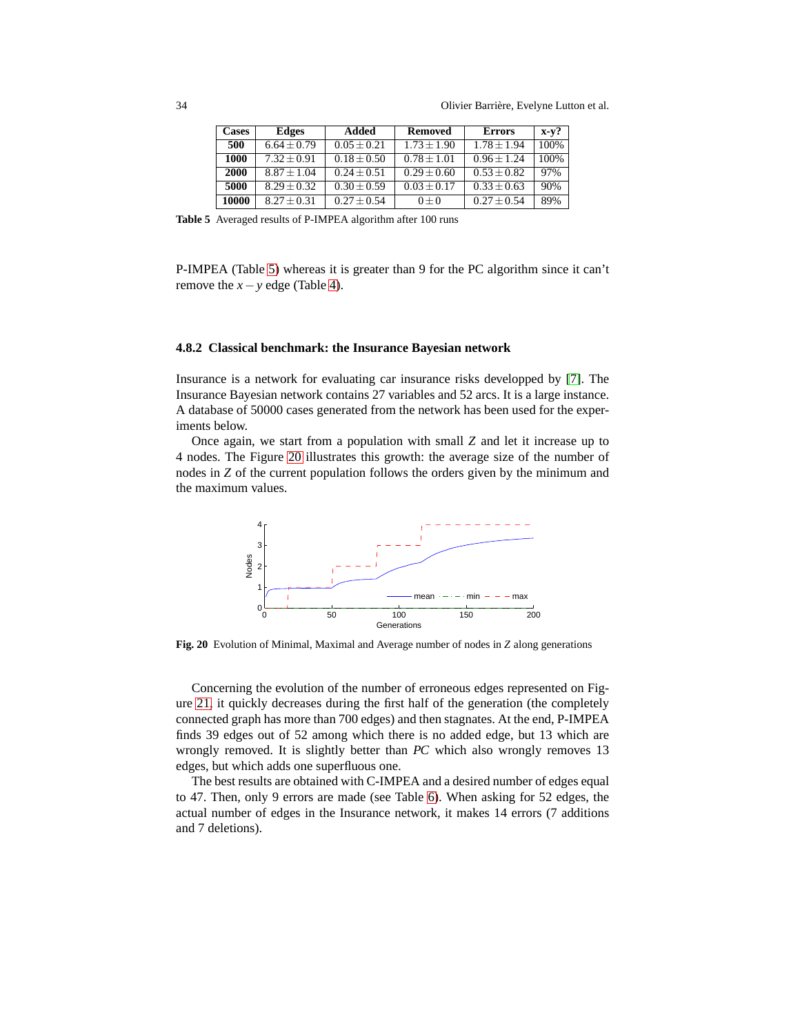| Cases | Edges | Added | Removed | Errors | x-y? |
|---|---|---|---|---|---|
| **500** | $6.64 \pm 0.79$ | $0.05 \pm 0.21$ | $1.73 \pm 1.90$ | $1.78 \pm 1.94$ | 100% |
| **1000** | $7.32 \pm 0.91$ | $0.18 \pm 0.50$ | $0.78 \pm 1.01$ | $0.96 \pm 1.24$ | 100% |
| **2000** | $8.87 \pm 1.04$ | $0.24 \pm 0.51$ | $0.29 \pm 0.60$ | $0.53 \pm 0.82$ | 97% |
| **5000** | $8.29 \pm 0.32$ | $0.30 \pm 0.59$ | $0.03 \pm 0.17$ | $0.33 \pm 0.63$ | 90% |
| **10000** | $8.27 \pm 0.31$ | $0.27 \pm 0.54$ | $0 \pm 0$ | $0.27 \pm 0.54$ | 89% |

**Table 5** Averaged results of P-IMPEA algorithm after 100 runs

P-IMPEA (Table 5) whereas it is greater than 9 for the PC algorithm since it can't remove the $x-y$ edge (Table 4).

### 4.8.2 Classical benchmark: the Insurance Bayesian network

Insurance is a network for evaluating car insurance risks developped by [7]. The Insurance Bayesian network contains 27 variables and 52 arcs. It is a large instance. A database of 50000 cases generated from the network has been used for the experiments below.

Once again, we start from a population with small $Z$ and let it increase up to 4 nodes. The Figure 20 illustrates this growth: the average size of the number of nodes in $Z$ of the current population follows the orders given by the minimum and the maximum values.

**Fig. 20** Evolution of Minimal, Maximal and Average number of nodes in $Z$ along generations

Concerning the evolution of the number of erroneous edges represented on Figure 21, it quickly decreases during the first half of the generation (the completely connected graph has more than 700 edges) and then stagnates. At the end, P-IMPEA finds 39 edges out of 52 among which there is no added edge, but 13 which are wrongly removed. It is slightly better than *PC* which also wrongly removes 13 edges, but which adds one superfluous one.

The best results are obtained with C-IMPEA and a desired number of edges equal to 47. Then, only 9 errors are made (see Table 6). When asking for 52 edges, the actual number of edges in the Insurance network, it makes 14 errors (7 additions and 7 deletions).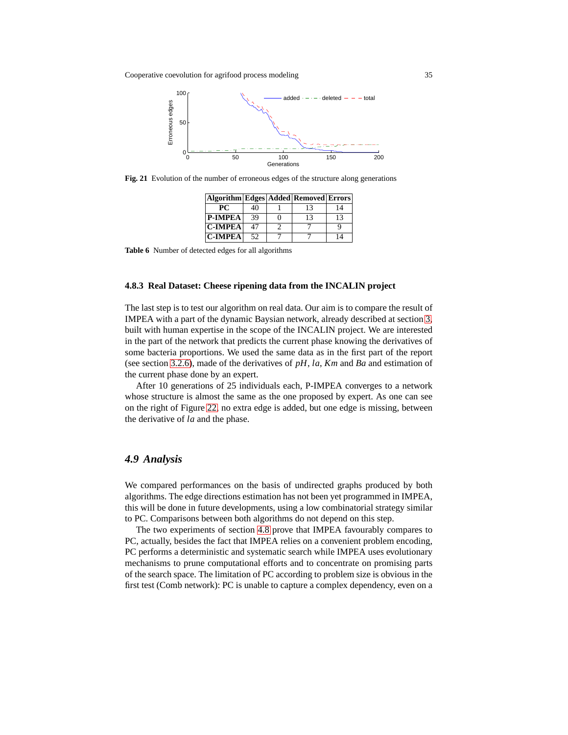**Fig. 21** Evolution of the number of erroneous edges of the structure along generations

| Algorithm | Edges | Added | Removed | Errors |
|---|---|---|---|---|
| **PC** | 40 | 1 | 13 | 14 |
| **P-IMPEA** | 39 | 0 | 13 | 13 |
| **C-IMPEA** | 47 | 2 | 7 | 9 |
| **C-IMPEA** | 52 | 7 | 7 | 14 |

**Table 6** Number of detected edges for all algorithms

#### 4.8.3 Real Dataset: Cheese ripening data from the INCALIN project

The last step is to test our algorithm on real data. Our aim is to compare the result of IMPEA with a part of the dynamic Baysian network, already described at section 3, built with human expertise in the scope of the INCALIN project. We are interested in the part of the network that predicts the current phase knowing the derivatives of some bacteria proportions. We used the same data as in the first part of the report (see section 3.2.6), made of the derivatives of $pH$, $la$, $Km$ and $Ba$ and estimation of the current phase done by an expert.

After 10 generations of 25 individuals each, P-IMPEA converges to a network whose structure is almost the same as the one proposed by expert. As one can see on the right of Figure 22, no extra edge is added, but one edge is missing, between the derivative of $la$ and the phase.

## *4.9 Analysis*

We compared performances on the basis of undirected graphs produced by both algorithms. The edge directions estimation has not been yet programmed in IMPEA, this will be done in future developments, using a low combinatorial strategy similar to PC. Comparisons between both algorithms do not depend on this step.

The two experiments of section 4.8 prove that IMPEA favourably compares to PC, actually, besides the fact that IMPEA relies on a convenient problem encoding, PC performs a deterministic and systematic search while IMPEA uses evolutionary mechanisms to prune computational efforts and to concentrate on promising parts of the search space. The limitation of PC according to problem size is obvious in the first test (Comb network): PC is unable to capture a complex dependency, even on a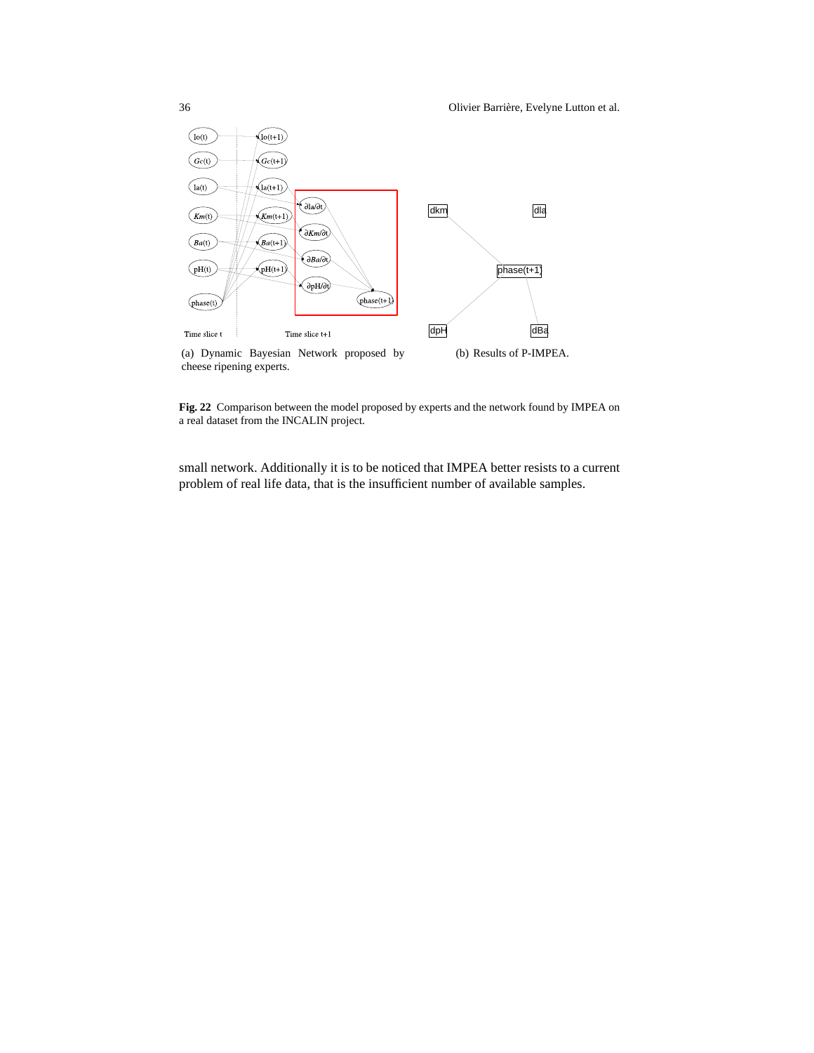(a) Dynamic Bayesian Network proposed by cheese ripening experts.

(b) Results of P-IMPEA.

**Fig. 22** Comparison between the model proposed by experts and the network found by IMPEA on a real dataset from the INCALIN project.

small network. Additionally it is to be noticed that IMPEA better resists to a current problem of real life data, that is the insufficient number of available samples.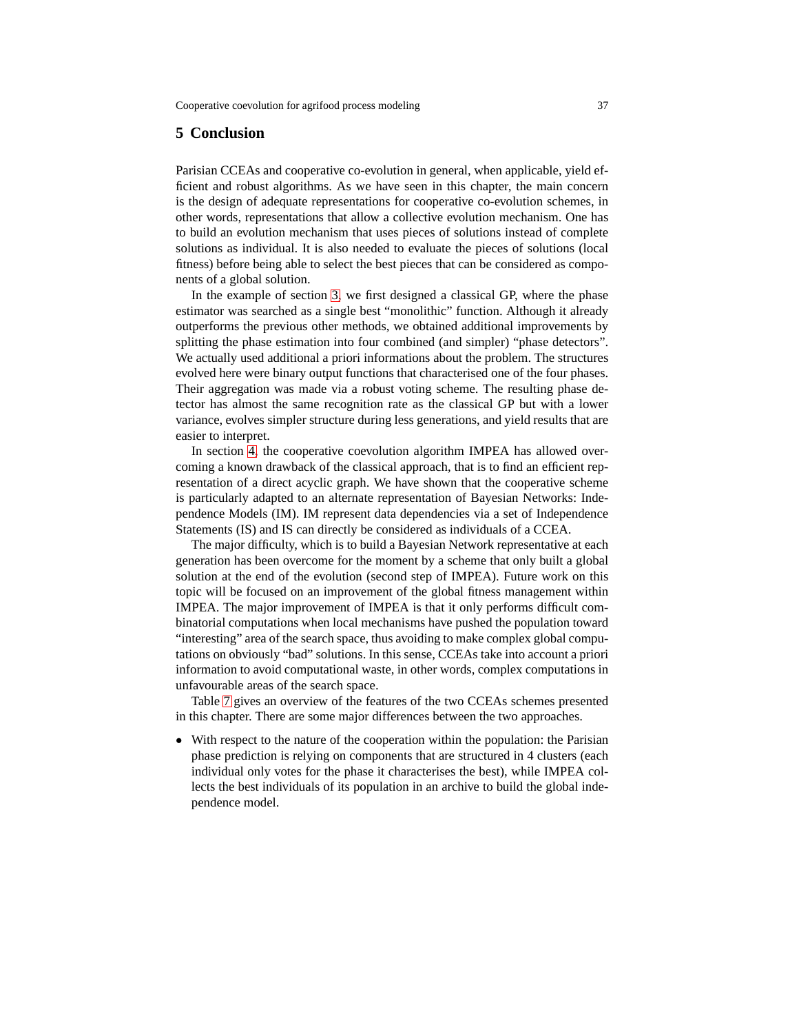## 5 Conclusion

Parisian CCEAs and cooperative co-evolution in general, when applicable, yield efficient and robust algorithms. As we have seen in this chapter, the main concern is the design of adequate representations for cooperative co-evolution schemes, in other words, representations that allow a collective evolution mechanism. One has to build an evolution mechanism that uses pieces of solutions instead of complete solutions as individual. It is also needed to evaluate the pieces of solutions (local fitness) before being able to select the best pieces that can be considered as components of a global solution.

In the example of section 3, we first designed a classical GP, where the phase estimator was searched as a single best "monolithic" function. Although it already outperforms the previous other methods, we obtained additional improvements by splitting the phase estimation into four combined (and simpler) "phase detectors". We actually used additional a priori informations about the problem. The structures evolved here were binary output functions that characterised one of the four phases. Their aggregation was made via a robust voting scheme. The resulting phase detector has almost the same recognition rate as the classical GP but with a lower variance, evolves simpler structure during less generations, and yield results that are easier to interpret.

In section 4, the cooperative coevolution algorithm IMPEA has allowed overcoming a known drawback of the classical approach, that is to find an efficient representation of a direct acyclic graph. We have shown that the cooperative scheme is particularly adapted to an alternate representation of Bayesian Networks: Independence Models (IM). IM represent data dependencies via a set of Independence Statements (IS) and IS can directly be considered as individuals of a CCEA.

The major difficulty, which is to build a Bayesian Network representative at each generation has been overcome for the moment by a scheme that only built a global solution at the end of the evolution (second step of IMPEA). Future work on this topic will be focused on an improvement of the global fitness management within IMPEA. The major improvement of IMPEA is that it only performs difficult combinatorial computations when local mechanisms have pushed the population toward "interesting" area of the search space, thus avoiding to make complex global computations on obviously "bad" solutions. In this sense, CCEAs take into account a priori information to avoid computational waste, in other words, complex computations in unfavourable areas of the search space.

Table 7 gives an overview of the features of the two CCEAs schemes presented in this chapter. There are some major differences between the two approaches.

- With respect to the nature of the cooperation within the population: the Parisian phase prediction is relying on components that are structured in 4 clusters (each individual only votes for the phase it characterises the best), while IMPEA collects the best individuals of its population in an archive to build the global independence model.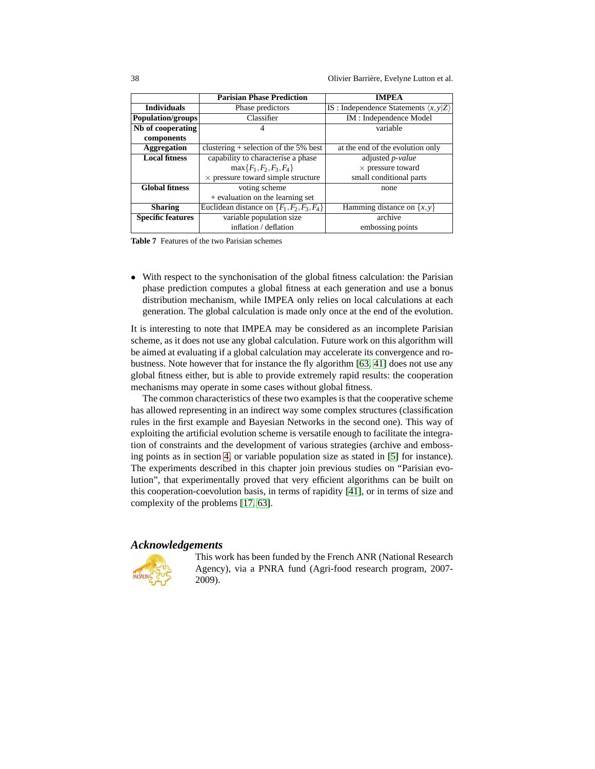| | Parisian Phase Prediction | IMPEA |
|---|---|---|
| **Individuals** | Phase predictors | IS : Independence Statements $\langle x,y\|Z\rangle$ |
| **Population/groups** | Classifier | IM : Independence Model |
| **Nb of cooperating components** | 4 | variable |
| **Aggregation** | clustering + selection of the 5% best | at the end of the evolution only |
| **Local fitness** | capability to characterise a phase $\max\{F_1,F_2,F_3,F_4\}$ $\times$ pressure toward simple structure | adjusted *p-value* $\times$ pressure toward small conditional parts |
| **Global fitness** | voting scheme + evaluation on the learning set | none |
| **Sharing** | Euclidean distance on $\{F_1,F_2,F_3,F_4\}$ | Hamming distance on $\{x,y\}$ |
| **Specific features** | variable population size inflation / deflation | archive embossing points |

**Table 7** Features of the two Parisian schemes

- With respect to the synchonisation of the global fitness calculation: the Parisian phase prediction computes a global fitness at each generation and use a bonus distribution mechanism, while IMPEA only relies on local calculations at each generation. The global calculation is made only once at the end of the evolution.

It is interesting to note that IMPEA may be considered as an incomplete Parisian scheme, as it does not use any global calculation. Future work on this algorithm will be aimed at evaluating if a global calculation may accelerate its convergence and robustness. Note however that for instance the fly algorithm [63, 41] does not use any global fitness either, but is able to provide extremely rapid results: the cooperation mechanisms may operate in some cases without global fitness.

The common characteristics of these two examples is that the cooperative scheme has allowed representing in an indirect way some complex structures (classification rules in the first example and Bayesian Networks in the second one). This way of exploiting the artificial evolution scheme is versatile enough to facilitate the integration of constraints and the development of various strategies (archive and embossing points as in section 4, or variable population size as stated in [5] for instance). The experiments described in this chapter join previous studies on "Parisian evolution", that experimentally proved that very efficient algorithms can be built on this cooperation-coevolution basis, in terms of rapidity [41], or in terms of size and complexity of the problems [17, 63].

## *Acknowledgements*

This work has been funded by the French ANR (National Research Agency), via a PNRA fund (Agri-food research program, 2007-2009).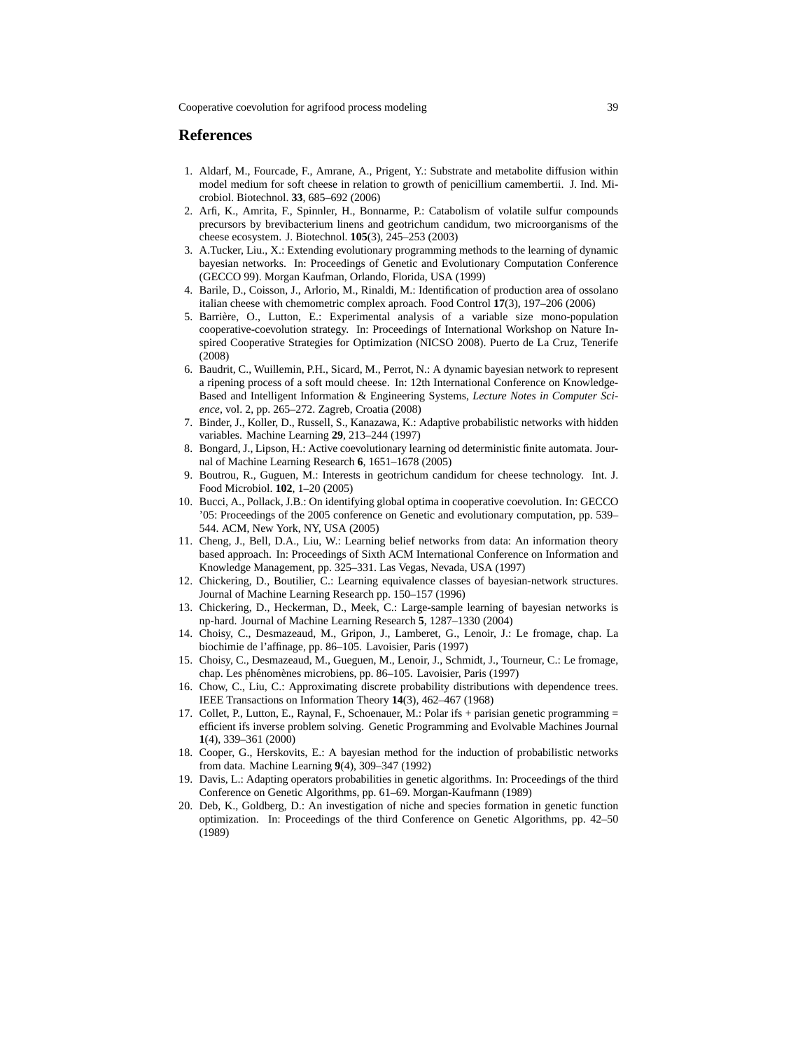# References

1. Aldarf, M., Fourcade, F., Amrane, A., Prigent, Y.: Substrate and metabolite diffusion within model medium for soft cheese in relation to growth of penicillium camembertii. J. Ind. Microbiol. Biotechnol. **33**, 685–692 (2006)
2. Arfi, K., Amrita, F., Spinnler, H., Bonnarme, P.: Catabolism of volatile sulfur compounds precursors by brevibacterium linens and geotrichum candidum, two microorganisms of the cheese ecosystem. J. Biotechnol. **105**(3), 245–253 (2003)
3. A.Tucker, Liu., X.: Extending evolutionary programming methods to the learning of dynamic bayesian networks. In: Proceedings of Genetic and Evolutionary Computation Conference (GECCO 99). Morgan Kaufman, Orlando, Florida, USA (1999)
4. Barile, D., Coisson, J., Arlorio, M., Rinaldi, M.: Identification of production area of ossolano italian cheese with chemometric complex aproach. Food Control **17**(3), 197–206 (2006)
5. Barrière, O., Lutton, E.: Experimental analysis of a variable size mono-population cooperative-coevolution strategy. In: Proceedings of International Workshop on Nature Inspired Cooperative Strategies for Optimization (NICSO 2008). Puerto de La Cruz, Tenerife (2008)
6. Baudrit, C., Wuillemin, P.H., Sicard, M., Perrot, N.: A dynamic bayesian network to represent a ripening process of a soft mould cheese. In: 12th International Conference on Knowledge-Based and Intelligent Information & Engineering Systems, *Lecture Notes in Computer Science*, vol. 2, pp. 265–272. Zagreb, Croatia (2008)
7. Binder, J., Koller, D., Russell, S., Kanazawa, K.: Adaptive probabilistic networks with hidden variables. Machine Learning **29**, 213–244 (1997)
8. Bongard, J., Lipson, H.: Active coevolutionary learning od deterministic finite automata. Journal of Machine Learning Research **6**, 1651–1678 (2005)
9. Boutrou, R., Guguen, M.: Interests in geotrichum candidum for cheese technology. Int. J. Food Microbiol. **102**, 1–20 (2005)
10. Bucci, A., Pollack, J.B.: On identifying global optima in cooperative coevolution. In: GECCO '05: Proceedings of the 2005 conference on Genetic and evolutionary computation, pp. 539–544. ACM, New York, NY, USA (2005)
11. Cheng, J., Bell, D.A., Liu, W.: Learning belief networks from data: An information theory based approach. In: Proceedings of Sixth ACM International Conference on Information and Knowledge Management, pp. 325–331. Las Vegas, Nevada, USA (1997)
12. Chickering, D., Boutilier, C.: Learning equivalence classes of bayesian-network structures. Journal of Machine Learning Research pp. 150–157 (1996)
13. Chickering, D., Heckerman, D., Meek, C.: Large-sample learning of bayesian networks is np-hard. Journal of Machine Learning Research **5**, 1287–1330 (2004)
14. Choisy, C., Desmazeaud, M., Gripon, J., Lamberet, G., Lenoir, J.: Le fromage, chap. La biochimie de l'affinage, pp. 86–105. Lavoisier, Paris (1997)
15. Choisy, C., Desmazeaud, M., Gueguen, M., Lenoir, J., Schmidt, J., Tourneur, C.: Le fromage, chap. Les phénomènes microbiens, pp. 86–105. Lavoisier, Paris (1997)
16. Chow, C., Liu, C.: Approximating discrete probability distributions with dependence trees. IEEE Transactions on Information Theory **14**(3), 462–467 (1968)
17. Collet, P., Lutton, E., Raynal, F., Schoenauer, M.: Polar ifs + parisian genetic programming = efficient ifs inverse problem solving. Genetic Programming and Evolvable Machines Journal **1**(4), 339–361 (2000)
18. Cooper, G., Herskovits, E.: A bayesian method for the induction of probabilistic networks from data. Machine Learning **9**(4), 309–347 (1992)
19. Davis, L.: Adapting operators probabilities in genetic algorithms. In: Proceedings of the third Conference on Genetic Algorithms, pp. 61–69. Morgan-Kaufmann (1989)
20. Deb, K., Goldberg, D.: An investigation of niche and species formation in genetic function optimization. In: Proceedings of the third Conference on Genetic Algorithms, pp. 42–50 (1989)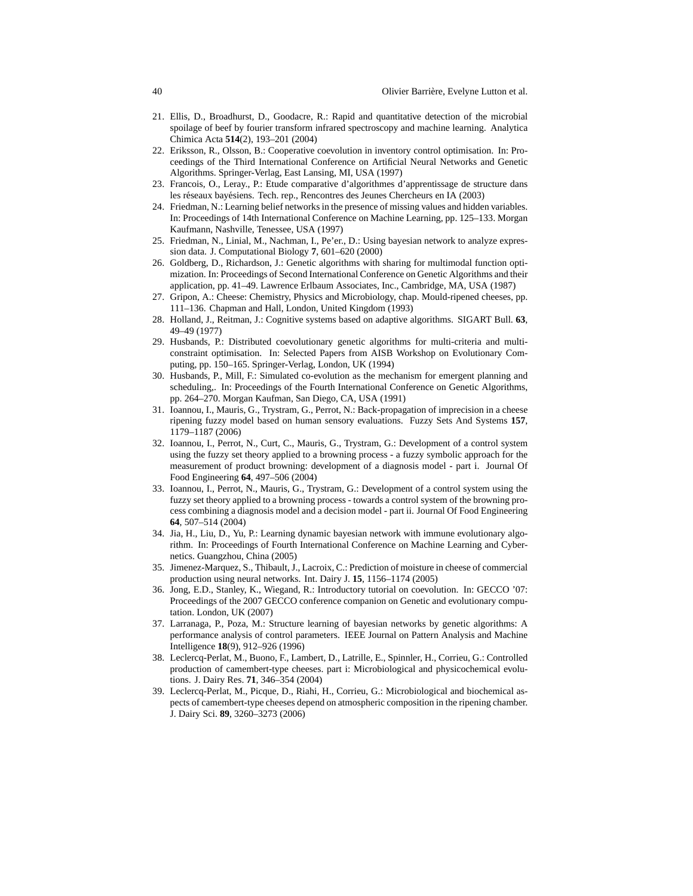21. Ellis, D., Broadhurst, D., Goodacre, R.: Rapid and quantitative detection of the microbial spoilage of beef by fourier transform infrared spectroscopy and machine learning. Analytica Chimica Acta **514**(2), 193–201 (2004)
22. Eriksson, R., Olsson, B.: Cooperative coevolution in inventory control optimisation. In: Proceedings of the Third International Conference on Artificial Neural Networks and Genetic Algorithms. Springer-Verlag, East Lansing, MI, USA (1997)
23. Francois, O., Leray., P.: Etude comparative d'algorithmes d'apprentissage de structure dans les réseaux bayésiens. Tech. rep., Rencontres des Jeunes Chercheurs en IA (2003)
24. Friedman, N.: Learning belief networks in the presence of missing values and hidden variables. In: Proceedings of 14th International Conference on Machine Learning, pp. 125–133. Morgan Kaufmann, Nashville, Tenessee, USA (1997)
25. Friedman, N., Linial, M., Nachman, I., Pe'er., D.: Using bayesian network to analyze expression data. J. Computational Biology **7**, 601–620 (2000)
26. Goldberg, D., Richardson, J.: Genetic algorithms with sharing for multimodal function optimization. In: Proceedings of Second International Conference on Genetic Algorithms and their application, pp. 41–49. Lawrence Erlbaum Associates, Inc., Cambridge, MA, USA (1987)
27. Gripon, A.: Cheese: Chemistry, Physics and Microbiology, chap. Mould-ripened cheeses, pp. 111–136. Chapman and Hall, London, United Kingdom (1993)
28. Holland, J., Reitman, J.: Cognitive systems based on adaptive algorithms. SIGART Bull. **63**, 49–49 (1977)
29. Husbands, P.: Distributed coevolutionary genetic algorithms for multi-criteria and multi-constraint optimisation. In: Selected Papers from AISB Workshop on Evolutionary Computing, pp. 150–165. Springer-Verlag, London, UK (1994)
30. Husbands, P., Mill, F.: Simulated co-evolution as the mechanism for emergent planning and scheduling,. In: Proceedings of the Fourth International Conference on Genetic Algorithms, pp. 264–270. Morgan Kaufman, San Diego, CA, USA (1991)
31. Ioannou, I., Mauris, G., Trystram, G., Perrot, N.: Back-propagation of imprecision in a cheese ripening fuzzy model based on human sensory evaluations. Fuzzy Sets And Systems **157**, 1179–1187 (2006)
32. Ioannou, I., Perrot, N., Curt, C., Mauris, G., Trystram, G.: Development of a control system using the fuzzy set theory applied to a browning process - a fuzzy symbolic approach for the measurement of product browning: development of a diagnosis model - part i. Journal Of Food Engineering **64**, 497–506 (2004)
33. Ioannou, I., Perrot, N., Mauris, G., Trystram, G.: Development of a control system using the fuzzy set theory applied to a browning process - towards a control system of the browning process combining a diagnosis model and a decision model - part ii. Journal Of Food Engineering **64**, 507–514 (2004)
34. Jia, H., Liu, D., Yu, P.: Learning dynamic bayesian network with immune evolutionary algorithm. In: Proceedings of Fourth International Conference on Machine Learning and Cybernetics. Guangzhou, China (2005)
35. Jimenez-Marquez, S., Thibault, J., Lacroix, C.: Prediction of moisture in cheese of commercial production using neural networks. Int. Dairy J. **15**, 1156–1174 (2005)
36. Jong, E.D., Stanley, K., Wiegand, R.: Introductory tutorial on coevolution. In: GECCO '07: Proceedings of the 2007 GECCO conference companion on Genetic and evolutionary computation. London, UK (2007)
37. Larranaga, P., Poza, M.: Structure learning of bayesian networks by genetic algorithms: A performance analysis of control parameters. IEEE Journal on Pattern Analysis and Machine Intelligence **18**(9), 912–926 (1996)
38. Leclercq-Perlat, M., Buono, F., Lambert, D., Latrille, E., Spinnler, H., Corrieu, G.: Controlled production of camembert-type cheeses. part i: Microbiological and physicochemical evolutions. J. Dairy Res. **71**, 346–354 (2004)
39. Leclercq-Perlat, M., Picque, D., Riahi, H., Corrieu, G.: Microbiological and biochemical aspects of camembert-type cheeses depend on atmospheric composition in the ripening chamber. J. Dairy Sci. **89**, 3260–3273 (2006)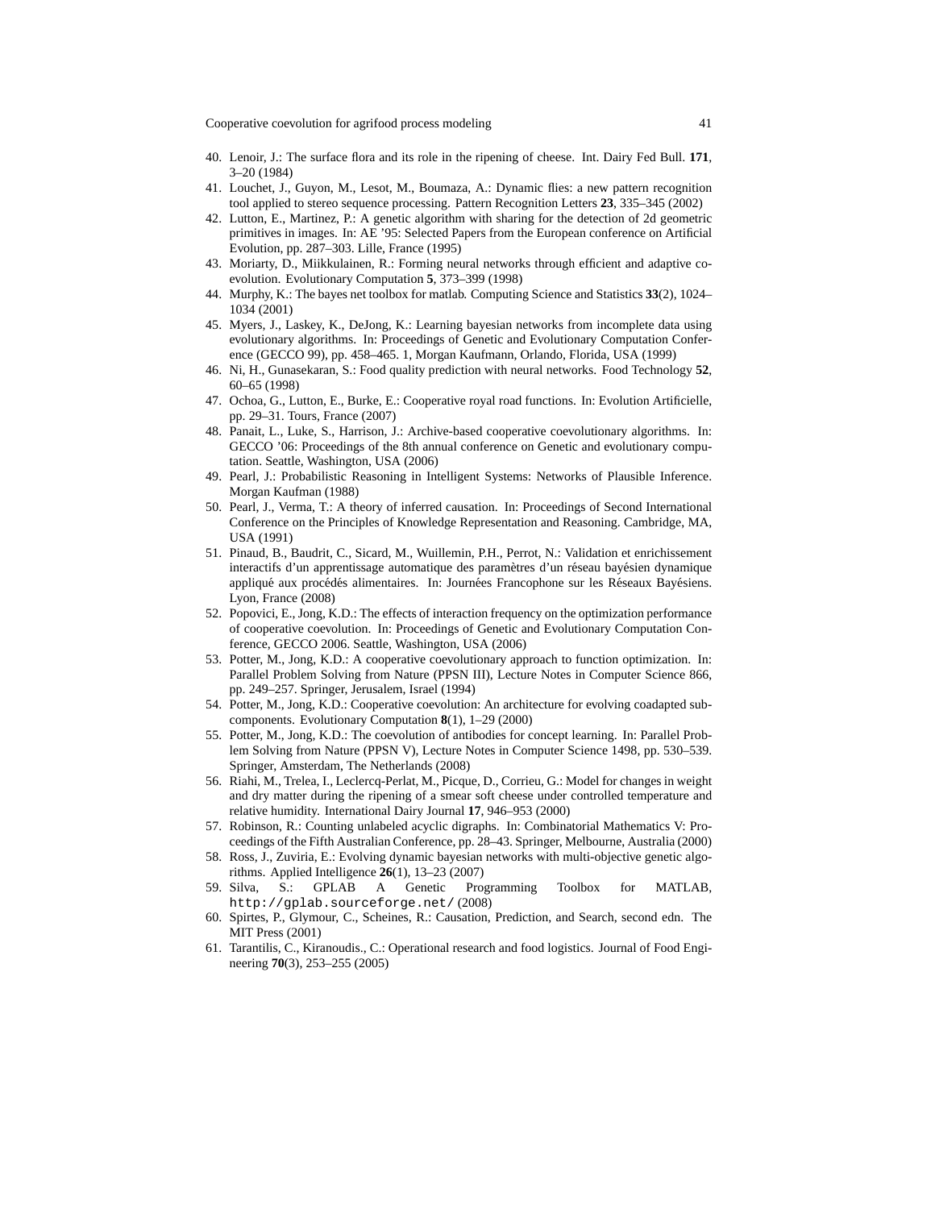40. Lenoir, J.: The surface flora and its role in the ripening of cheese. Int. Dairy Fed Bull. **171**, 3–20 (1984)
41. Louchet, J., Guyon, M., Lesot, M., Boumaza, A.: Dynamic flies: a new pattern recognition tool applied to stereo sequence processing. Pattern Recognition Letters **23**, 335–345 (2002)
42. Lutton, E., Martinez, P.: A genetic algorithm with sharing for the detection of 2d geometric primitives in images. In: AE '95: Selected Papers from the European conference on Artificial Evolution, pp. 287–303. Lille, France (1995)
43. Moriarty, D., Miikkulainen, R.: Forming neural networks through efficient and adaptive coevolution. Evolutionary Computation **5**, 373–399 (1998)
44. Murphy, K.: The bayes net toolbox for matlab. Computing Science and Statistics **33**(2), 1024–1034 (2001)
45. Myers, J., Laskey, K., DeJong, K.: Learning bayesian networks from incomplete data using evolutionary algorithms. In: Proceedings of Genetic and Evolutionary Computation Conference (GECCO 99), pp. 458–465. 1, Morgan Kaufmann, Orlando, Florida, USA (1999)
46. Ni, H., Gunasekaran, S.: Food quality prediction with neural networks. Food Technology **52**, 60–65 (1998)
47. Ochoa, G., Lutton, E., Burke, E.: Cooperative royal road functions. In: Evolution Artificielle, pp. 29–31. Tours, France (2007)
48. Panait, L., Luke, S., Harrison, J.: Archive-based cooperative coevolutionary algorithms. In: GECCO '06: Proceedings of the 8th annual conference on Genetic and evolutionary computation. Seattle, Washington, USA (2006)
49. Pearl, J.: Probabilistic Reasoning in Intelligent Systems: Networks of Plausible Inference. Morgan Kaufman (1988)
50. Pearl, J., Verma, T.: A theory of inferred causation. In: Proceedings of Second International Conference on the Principles of Knowledge Representation and Reasoning. Cambridge, MA, USA (1991)
51. Pinaud, B., Baudrit, C., Sicard, M., Wuillemin, P.H., Perrot, N.: Validation et enrichissement interactifs d'un apprentissage automatique des paramètres d'un réseau bayésien dynamique appliqué aux procédés alimentaires. In: Journées Francophone sur les Réseaux Bayésiens. Lyon, France (2008)
52. Popovici, E., Jong, K.D.: The effects of interaction frequency on the optimization performance of cooperative coevolution. In: Proceedings of Genetic and Evolutionary Computation Conference, GECCO 2006. Seattle, Washington, USA (2006)
53. Potter, M., Jong, K.D.: A cooperative coevolutionary approach to function optimization. In: Parallel Problem Solving from Nature (PPSN III), Lecture Notes in Computer Science 866, pp. 249–257. Springer, Jerusalem, Israel (1994)
54. Potter, M., Jong, K.D.: Cooperative coevolution: An architecture for evolving coadapted subcomponents. Evolutionary Computation **8**(1), 1–29 (2000)
55. Potter, M., Jong, K.D.: The coevolution of antibodies for concept learning. In: Parallel Problem Solving from Nature (PPSN V), Lecture Notes in Computer Science 1498, pp. 530–539. Springer, Amsterdam, The Netherlands (2008)
56. Riahi, M., Trelea, I., Leclercq-Perlat, M., Picque, D., Corrieu, G.: Model for changes in weight and dry matter during the ripening of a smear soft cheese under controlled temperature and relative humidity. International Dairy Journal **17**, 946–953 (2000)
57. Robinson, R.: Counting unlabeled acyclic digraphs. In: Combinatorial Mathematics V: Proceedings of the Fifth Australian Conference, pp. 28–43. Springer, Melbourne, Australia (2000)
58. Ross, J., Zuviria, E.: Evolving dynamic bayesian networks with multi-objective genetic algorithms. Applied Intelligence **26**(1), 13–23 (2007)
59. Silva, S.: GPLAB A Genetic Programming Toolbox for MATLAB, `http://gplab.sourceforge.net/` (2008)
60. Spirtes, P., Glymour, C., Scheines, R.: Causation, Prediction, and Search, second edn. The MIT Press (2001)
61. Tarantilis, C., Kiranoudis., C.: Operational research and food logistics. Journal of Food Engineering **70**(3), 253–255 (2005)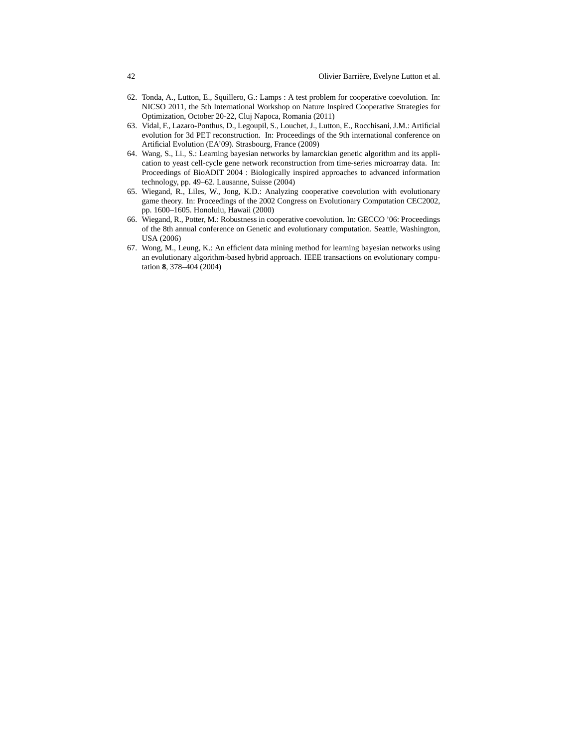62. Tonda, A., Lutton, E., Squillero, G.: Lamps : A test problem for cooperative coevolution. In: NICSO 2011, the 5th International Workshop on Nature Inspired Cooperative Strategies for Optimization, October 20-22, Cluj Napoca, Romania (2011)
63. Vidal, F., Lazaro-Ponthus, D., Legoupil, S., Louchet, J., Lutton, E., Rocchisani, J.M.: Artificial evolution for 3d PET reconstruction. In: Proceedings of the 9th international conference on Artificial Evolution (EA'09). Strasbourg, France (2009)
64. Wang, S., Li., S.: Learning bayesian networks by lamarckian genetic algorithm and its application to yeast cell-cycle gene network reconstruction from time-series microarray data. In: Proceedings of BioADIT 2004 : Biologically inspired approaches to advanced information technology, pp. 49–62. Lausanne, Suisse (2004)
65. Wiegand, R., Liles, W., Jong, K.D.: Analyzing cooperative coevolution with evolutionary game theory. In: Proceedings of the 2002 Congress on Evolutionary Computation CEC2002, pp. 1600–1605. Honolulu, Hawaii (2000)
66. Wiegand, R., Potter, M.: Robustness in cooperative coevolution. In: GECCO '06: Proceedings of the 8th annual conference on Genetic and evolutionary computation. Seattle, Washington, USA (2006)
67. Wong, M., Leung, K.: An efficient data mining method for learning bayesian networks using an evolutionary algorithm-based hybrid approach. IEEE transactions on evolutionary computation **8**, 378–404 (2004)